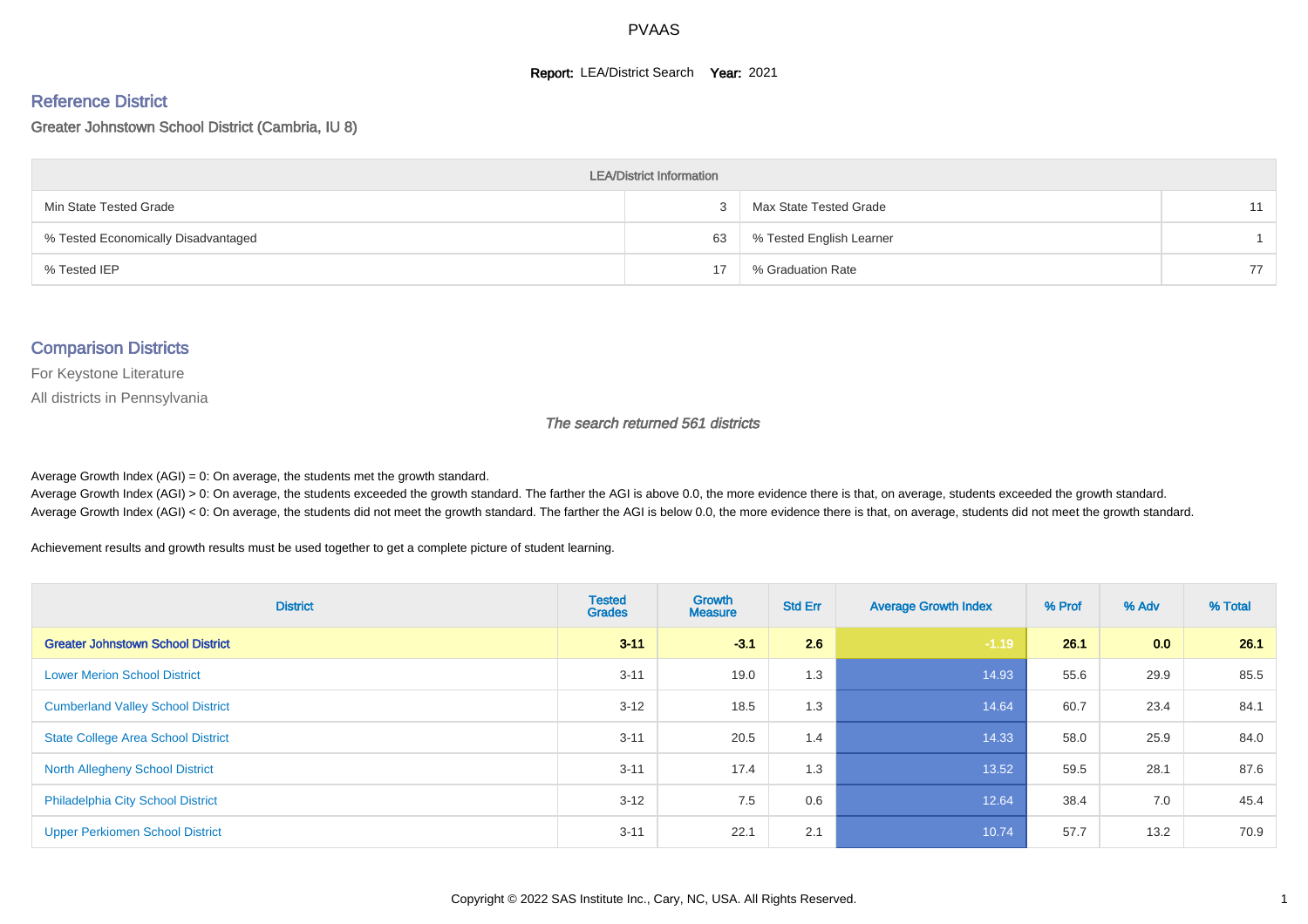# PVAAS

**Report:** LEA/District Search **Year:** 2021

## Reference District

Greater Johnstown School District (Cambria, IU 8)

| LEA/District Information | | | |
|---|---|---|---|
| Min State Tested Grade | 3 | Max State Tested Grade | 11 |
| % Tested Economically Disadvantaged | 63 | % Tested English Learner | 1 |
| % Tested IEP | 17 | % Graduation Rate | 77 |

## Comparison Districts

For Keystone Literature

All districts in Pennsylvania

*The search returned 561 districts*

Average Growth Index (AGI) = 0: On average, the students met the growth standard.
Average Growth Index (AGI) > 0: On average, the students exceeded the growth standard. The farther the AGI is above 0.0, the more evidence there is that, on average, students exceeded the growth standard.
Average Growth Index (AGI) < 0: On average, the students did not meet the growth standard. The farther the AGI is below 0.0, the more evidence there is that, on average, students did not meet the growth standard.

Achievement results and growth results must be used together to get a complete picture of student learning.

| District | Tested Grades | Growth Measure | Std Err | Average Growth Index | % Prof | % Adv | % Total |
|---|---|---|---|---|---|---|---|
| **Greater Johnstown School District** | **3-11** | **-3.1** | **2.6** | **-1.19** | **26.1** | **0.0** | **26.1** |
| Lower Merion School District | 3-11 | 19.0 | 1.3 | 14.93 | 55.6 | 29.9 | 85.5 |
| Cumberland Valley School District | 3-12 | 18.5 | 1.3 | 14.64 | 60.7 | 23.4 | 84.1 |
| State College Area School District | 3-11 | 20.5 | 1.4 | 14.33 | 58.0 | 25.9 | 84.0 |
| North Allegheny School District | 3-11 | 17.4 | 1.3 | 13.52 | 59.5 | 28.1 | 87.6 |
| Philadelphia City School District | 3-12 | 7.5 | 0.6 | 12.64 | 38.4 | 7.0 | 45.4 |
| Upper Perkiomen School District | 3-11 | 22.1 | 2.1 | 10.74 | 57.7 | 13.2 | 70.9 |

Copyright © 2022 SAS Institute Inc., Cary, NC, USA. All Rights Reserved.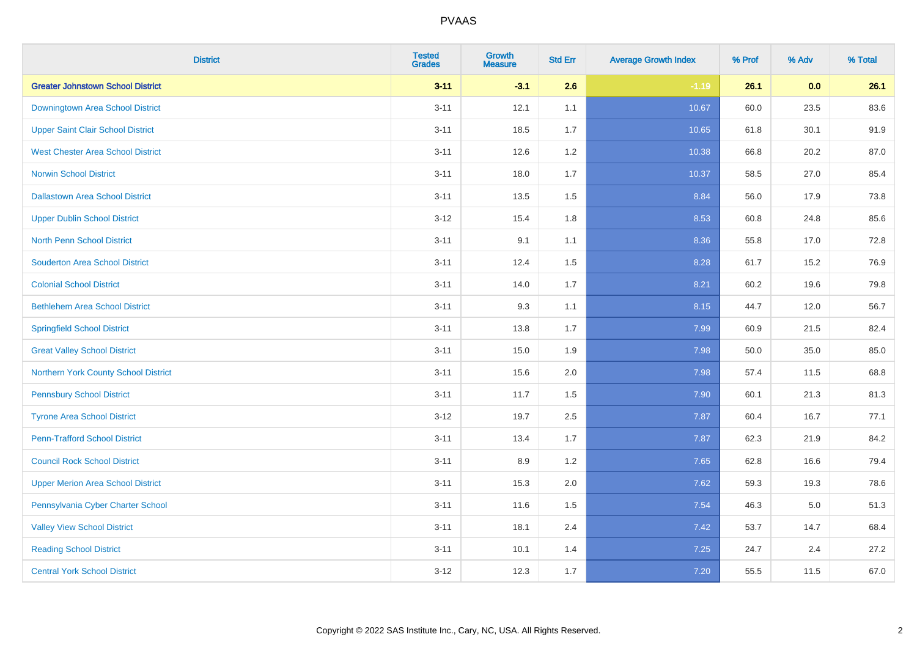| District | Tested Grades | Growth Measure | Std Err | Average Growth Index | % Prof | % Adv | % Total |
|---|---|---|---|---|---|---|---|
| **Greater Johnstown School District** | **3-11** | **-3.1** | **2.6** | **-1.19** | **26.1** | **0.0** | **26.1** |
| Downingtown Area School District | 3-11 | 12.1 | 1.1 | 10.67 | 60.0 | 23.5 | 83.6 |
| Upper Saint Clair School District | 3-11 | 18.5 | 1.7 | 10.65 | 61.8 | 30.1 | 91.9 |
| West Chester Area School District | 3-11 | 12.6 | 1.2 | 10.38 | 66.8 | 20.2 | 87.0 |
| Norwin School District | 3-11 | 18.0 | 1.7 | 10.37 | 58.5 | 27.0 | 85.4 |
| Dallastown Area School District | 3-11 | 13.5 | 1.5 | 8.84 | 56.0 | 17.9 | 73.8 |
| Upper Dublin School District | 3-12 | 15.4 | 1.8 | 8.53 | 60.8 | 24.8 | 85.6 |
| North Penn School District | 3-11 | 9.1 | 1.1 | 8.36 | 55.8 | 17.0 | 72.8 |
| Souderton Area School District | 3-11 | 12.4 | 1.5 | 8.28 | 61.7 | 15.2 | 76.9 |
| Colonial School District | 3-11 | 14.0 | 1.7 | 8.21 | 60.2 | 19.6 | 79.8 |
| Bethlehem Area School District | 3-11 | 9.3 | 1.1 | 8.15 | 44.7 | 12.0 | 56.7 |
| Springfield School District | 3-11 | 13.8 | 1.7 | 7.99 | 60.9 | 21.5 | 82.4 |
| Great Valley School District | 3-11 | 15.0 | 1.9 | 7.98 | 50.0 | 35.0 | 85.0 |
| Northern York County School District | 3-11 | 15.6 | 2.0 | 7.98 | 57.4 | 11.5 | 68.8 |
| Pennsbury School District | 3-11 | 11.7 | 1.5 | 7.90 | 60.1 | 21.3 | 81.3 |
| Tyrone Area School District | 3-12 | 19.7 | 2.5 | 7.87 | 60.4 | 16.7 | 77.1 |
| Penn-Trafford School District | 3-11 | 13.4 | 1.7 | 7.87 | 62.3 | 21.9 | 84.2 |
| Council Rock School District | 3-11 | 8.9 | 1.2 | 7.65 | 62.8 | 16.6 | 79.4 |
| Upper Merion Area School District | 3-11 | 15.3 | 2.0 | 7.62 | 59.3 | 19.3 | 78.6 |
| Pennsylvania Cyber Charter School | 3-11 | 11.6 | 1.5 | 7.54 | 46.3 | 5.0 | 51.3 |
| Valley View School District | 3-11 | 18.1 | 2.4 | 7.42 | 53.7 | 14.7 | 68.4 |
| Reading School District | 3-11 | 10.1 | 1.4 | 7.25 | 24.7 | 2.4 | 27.2 |
| Central York School District | 3-12 | 12.3 | 1.7 | 7.20 | 55.5 | 11.5 | 67.0 |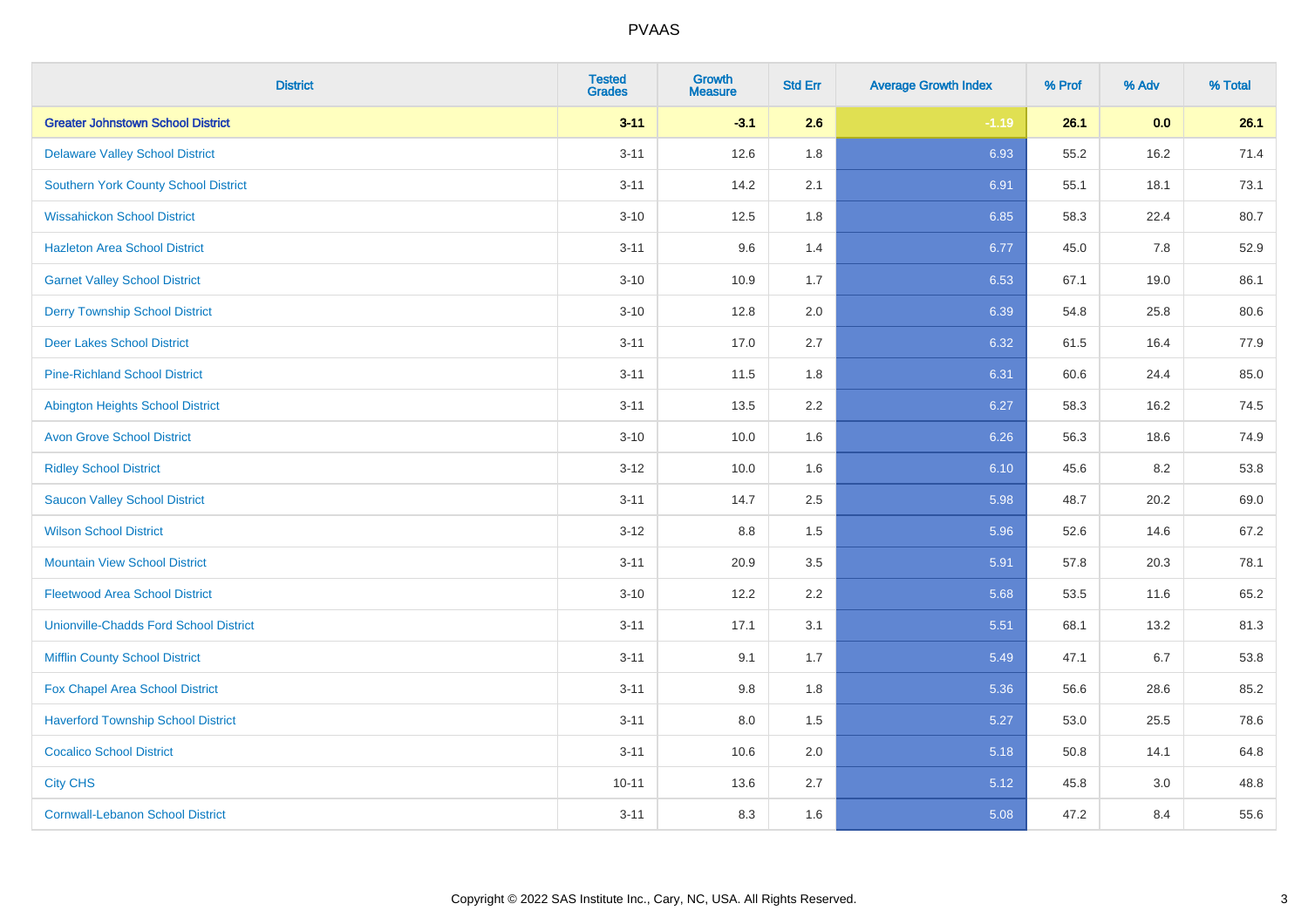| District | Tested Grades | Growth Measure | Std Err | Average Growth Index | % Prof | % Adv | % Total |
|---|---|---|---|---|---|---|---|
| **Greater Johnstown School District** | **3-11** | **-3.1** | **2.6** | **-1.19** | **26.1** | **0.0** | **26.1** |
| Delaware Valley School District | 3-11 | 12.6 | 1.8 | 6.93 | 55.2 | 16.2 | 71.4 |
| Southern York County School District | 3-11 | 14.2 | 2.1 | 6.91 | 55.1 | 18.1 | 73.1 |
| Wissahickon School District | 3-10 | 12.5 | 1.8 | 6.85 | 58.3 | 22.4 | 80.7 |
| Hazleton Area School District | 3-11 | 9.6 | 1.4 | 6.77 | 45.0 | 7.8 | 52.9 |
| Garnet Valley School District | 3-10 | 10.9 | 1.7 | 6.53 | 67.1 | 19.0 | 86.1 |
| Derry Township School District | 3-10 | 12.8 | 2.0 | 6.39 | 54.8 | 25.8 | 80.6 |
| Deer Lakes School District | 3-11 | 17.0 | 2.7 | 6.32 | 61.5 | 16.4 | 77.9 |
| Pine-Richland School District | 3-11 | 11.5 | 1.8 | 6.31 | 60.6 | 24.4 | 85.0 |
| Abington Heights School District | 3-11 | 13.5 | 2.2 | 6.27 | 58.3 | 16.2 | 74.5 |
| Avon Grove School District | 3-10 | 10.0 | 1.6 | 6.26 | 56.3 | 18.6 | 74.9 |
| Ridley School District | 3-12 | 10.0 | 1.6 | 6.10 | 45.6 | 8.2 | 53.8 |
| Saucon Valley School District | 3-11 | 14.7 | 2.5 | 5.98 | 48.7 | 20.2 | 69.0 |
| Wilson School District | 3-12 | 8.8 | 1.5 | 5.96 | 52.6 | 14.6 | 67.2 |
| Mountain View School District | 3-11 | 20.9 | 3.5 | 5.91 | 57.8 | 20.3 | 78.1 |
| Fleetwood Area School District | 3-10 | 12.2 | 2.2 | 5.68 | 53.5 | 11.6 | 65.2 |
| Unionville-Chadds Ford School District | 3-11 | 17.1 | 3.1 | 5.51 | 68.1 | 13.2 | 81.3 |
| Mifflin County School District | 3-11 | 9.1 | 1.7 | 5.49 | 47.1 | 6.7 | 53.8 |
| Fox Chapel Area School District | 3-11 | 9.8 | 1.8 | 5.36 | 56.6 | 28.6 | 85.2 |
| Haverford Township School District | 3-11 | 8.0 | 1.5 | 5.27 | 53.0 | 25.5 | 78.6 |
| Cocalico School District | 3-11 | 10.6 | 2.0 | 5.18 | 50.8 | 14.1 | 64.8 |
| City CHS | 10-11 | 13.6 | 2.7 | 5.12 | 45.8 | 3.0 | 48.8 |
| Cornwall-Lebanon School District | 3-11 | 8.3 | 1.6 | 5.08 | 47.2 | 8.4 | 55.6 |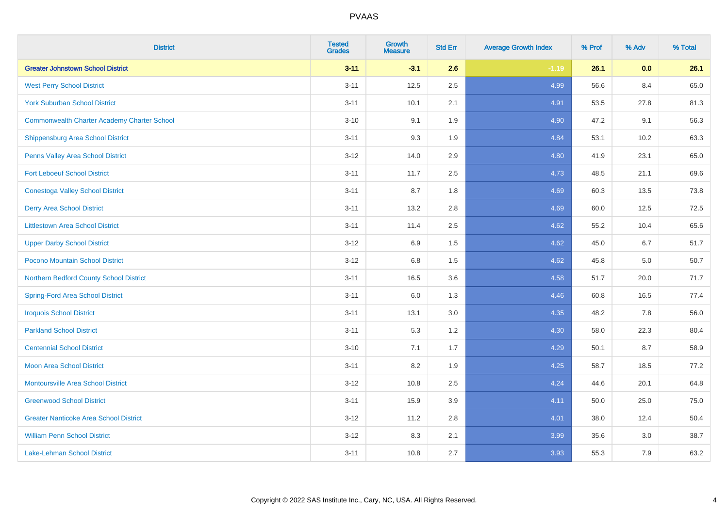| District | Tested Grades | Growth Measure | Std Err | Average Growth Index | % Prof | % Adv | % Total |
|---|---|---|---|---|---|---|---|
| **Greater Johnstown School District** | **3-11** | **-3.1** | **2.6** | **-1.19** | **26.1** | **0.0** | **26.1** |
| West Perry School District | 3-11 | 12.5 | 2.5 | 4.99 | 56.6 | 8.4 | 65.0 |
| York Suburban School District | 3-11 | 10.1 | 2.1 | 4.91 | 53.5 | 27.8 | 81.3 |
| Commonwealth Charter Academy Charter School | 3-10 | 9.1 | 1.9 | 4.90 | 47.2 | 9.1 | 56.3 |
| Shippensburg Area School District | 3-11 | 9.3 | 1.9 | 4.84 | 53.1 | 10.2 | 63.3 |
| Penns Valley Area School District | 3-12 | 14.0 | 2.9 | 4.80 | 41.9 | 23.1 | 65.0 |
| Fort Leboeuf School District | 3-11 | 11.7 | 2.5 | 4.73 | 48.5 | 21.1 | 69.6 |
| Conestoga Valley School District | 3-11 | 8.7 | 1.8 | 4.69 | 60.3 | 13.5 | 73.8 |
| Derry Area School District | 3-11 | 13.2 | 2.8 | 4.69 | 60.0 | 12.5 | 72.5 |
| Littlestown Area School District | 3-11 | 11.4 | 2.5 | 4.62 | 55.2 | 10.4 | 65.6 |
| Upper Darby School District | 3-12 | 6.9 | 1.5 | 4.62 | 45.0 | 6.7 | 51.7 |
| Pocono Mountain School District | 3-12 | 6.8 | 1.5 | 4.62 | 45.8 | 5.0 | 50.7 |
| Northern Bedford County School District | 3-11 | 16.5 | 3.6 | 4.58 | 51.7 | 20.0 | 71.7 |
| Spring-Ford Area School District | 3-11 | 6.0 | 1.3 | 4.46 | 60.8 | 16.5 | 77.4 |
| Iroquois School District | 3-11 | 13.1 | 3.0 | 4.35 | 48.2 | 7.8 | 56.0 |
| Parkland School District | 3-11 | 5.3 | 1.2 | 4.30 | 58.0 | 22.3 | 80.4 |
| Centennial School District | 3-10 | 7.1 | 1.7 | 4.29 | 50.1 | 8.7 | 58.9 |
| Moon Area School District | 3-11 | 8.2 | 1.9 | 4.25 | 58.7 | 18.5 | 77.2 |
| Montoursville Area School District | 3-12 | 10.8 | 2.5 | 4.24 | 44.6 | 20.1 | 64.8 |
| Greenwood School District | 3-11 | 15.9 | 3.9 | 4.11 | 50.0 | 25.0 | 75.0 |
| Greater Nanticoke Area School District | 3-12 | 11.2 | 2.8 | 4.01 | 38.0 | 12.4 | 50.4 |
| William Penn School District | 3-12 | 8.3 | 2.1 | 3.99 | 35.6 | 3.0 | 38.7 |
| Lake-Lehman School District | 3-11 | 10.8 | 2.7 | 3.93 | 55.3 | 7.9 | 63.2 |

Copyright © 2022 SAS Institute Inc., Cary, NC, USA. All Rights Reserved.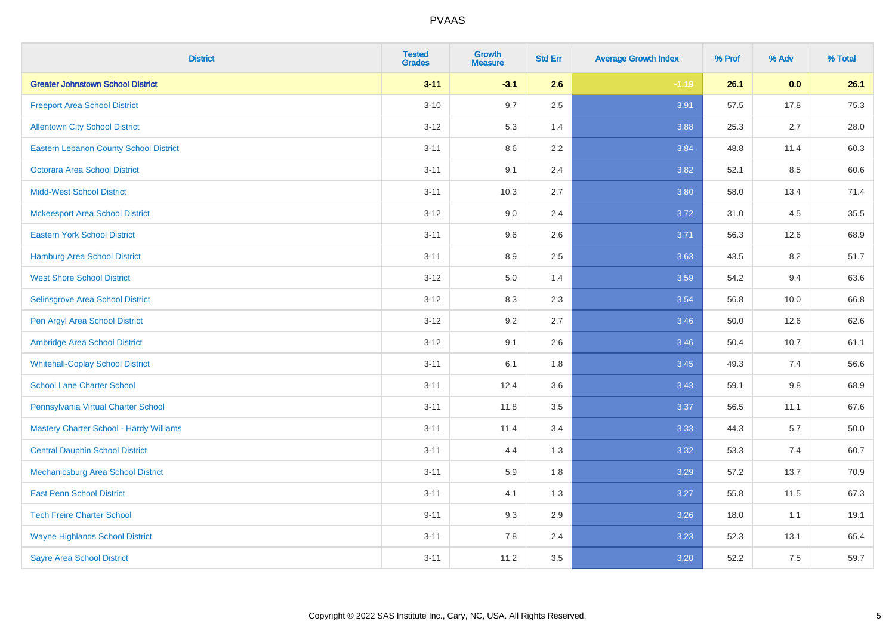# PVAAS

| District | Tested Grades | Growth Measure | Std Err | Average Growth Index | % Prof | % Adv | % Total |
|---|---|---|---|---|---|---|---|
| **Greater Johnstown School District** | **3-11** | **-3.1** | **2.6** | **-1.19** | **26.1** | **0.0** | **26.1** |
| Freeport Area School District | 3-10 | 9.7 | 2.5 | 3.91 | 57.5 | 17.8 | 75.3 |
| Allentown City School District | 3-12 | 5.3 | 1.4 | 3.88 | 25.3 | 2.7 | 28.0 |
| Eastern Lebanon County School District | 3-11 | 8.6 | 2.2 | 3.84 | 48.8 | 11.4 | 60.3 |
| Octorara Area School District | 3-11 | 9.1 | 2.4 | 3.82 | 52.1 | 8.5 | 60.6 |
| Midd-West School District | 3-11 | 10.3 | 2.7 | 3.80 | 58.0 | 13.4 | 71.4 |
| Mckeesport Area School District | 3-12 | 9.0 | 2.4 | 3.72 | 31.0 | 4.5 | 35.5 |
| Eastern York School District | 3-11 | 9.6 | 2.6 | 3.71 | 56.3 | 12.6 | 68.9 |
| Hamburg Area School District | 3-11 | 8.9 | 2.5 | 3.63 | 43.5 | 8.2 | 51.7 |
| West Shore School District | 3-12 | 5.0 | 1.4 | 3.59 | 54.2 | 9.4 | 63.6 |
| Selinsgrove Area School District | 3-12 | 8.3 | 2.3 | 3.54 | 56.8 | 10.0 | 66.8 |
| Pen Argyl Area School District | 3-12 | 9.2 | 2.7 | 3.46 | 50.0 | 12.6 | 62.6 |
| Ambridge Area School District | 3-12 | 9.1 | 2.6 | 3.46 | 50.4 | 10.7 | 61.1 |
| Whitehall-Coplay School District | 3-11 | 6.1 | 1.8 | 3.45 | 49.3 | 7.4 | 56.6 |
| School Lane Charter School | 3-11 | 12.4 | 3.6 | 3.43 | 59.1 | 9.8 | 68.9 |
| Pennsylvania Virtual Charter School | 3-11 | 11.8 | 3.5 | 3.37 | 56.5 | 11.1 | 67.6 |
| Mastery Charter School - Hardy Williams | 3-11 | 11.4 | 3.4 | 3.33 | 44.3 | 5.7 | 50.0 |
| Central Dauphin School District | 3-11 | 4.4 | 1.3 | 3.32 | 53.3 | 7.4 | 60.7 |
| Mechanicsburg Area School District | 3-11 | 5.9 | 1.8 | 3.29 | 57.2 | 13.7 | 70.9 |
| East Penn School District | 3-11 | 4.1 | 1.3 | 3.27 | 55.8 | 11.5 | 67.3 |
| Tech Freire Charter School | 9-11 | 9.3 | 2.9 | 3.26 | 18.0 | 1.1 | 19.1 |
| Wayne Highlands School District | 3-11 | 7.8 | 2.4 | 3.23 | 52.3 | 13.1 | 65.4 |
| Sayre Area School District | 3-11 | 11.2 | 3.5 | 3.20 | 52.2 | 7.5 | 59.7 |

Copyright © 2022 SAS Institute Inc., Cary, NC, USA. All Rights Reserved.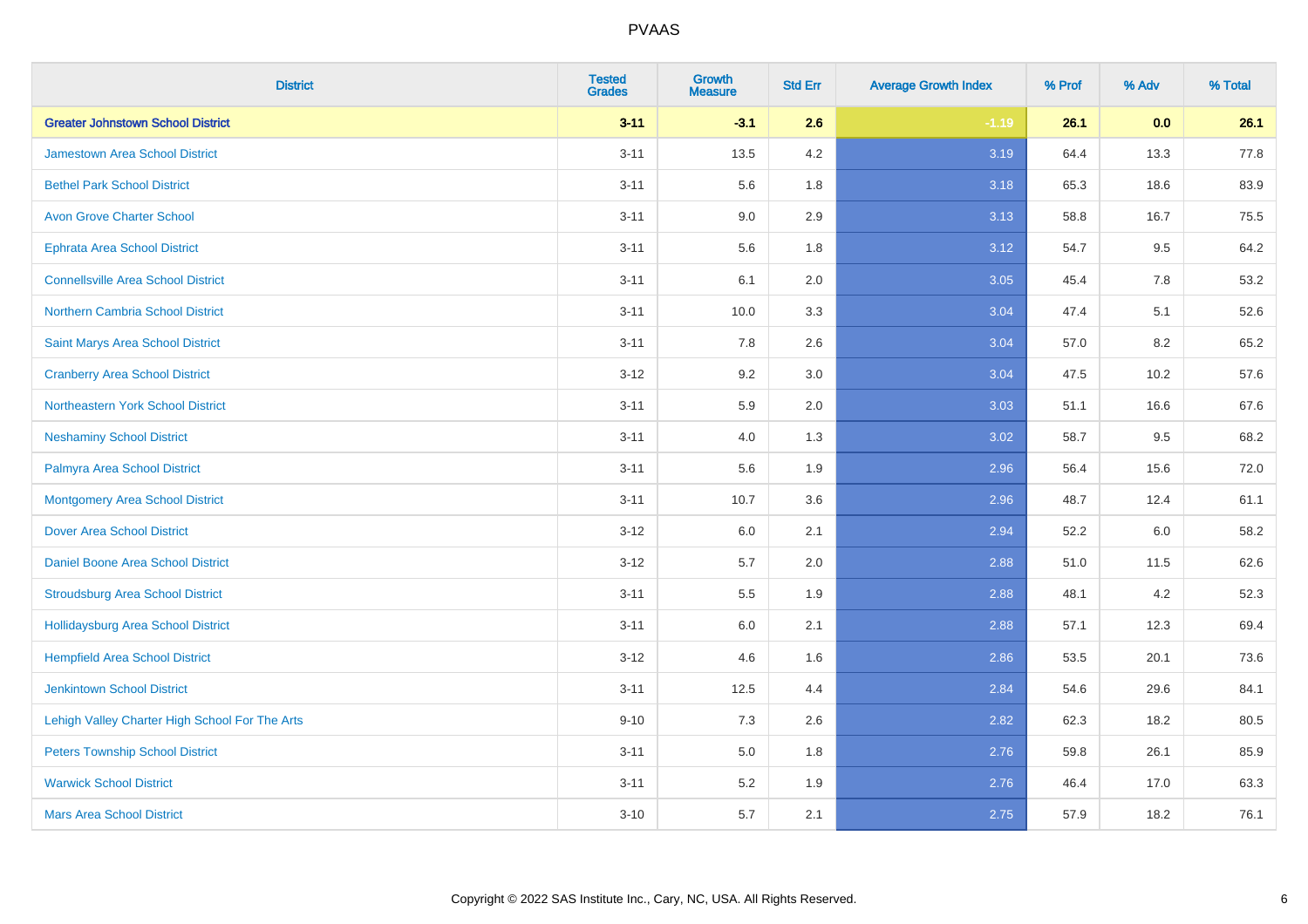# PVAAS

| District | Tested Grades | Growth Measure | Std Err | Average Growth Index | % Prof | % Adv | % Total |
|---|---|---|---|---|---|---|---|
| **Greater Johnstown School District** | **3-11** | **-3.1** | **2.6** | **-1.19** | **26.1** | **0.0** | **26.1** |
| Jamestown Area School District | 3-11 | 13.5 | 4.2 | 3.19 | 64.4 | 13.3 | 77.8 |
| Bethel Park School District | 3-11 | 5.6 | 1.8 | 3.18 | 65.3 | 18.6 | 83.9 |
| Avon Grove Charter School | 3-11 | 9.0 | 2.9 | 3.13 | 58.8 | 16.7 | 75.5 |
| Ephrata Area School District | 3-11 | 5.6 | 1.8 | 3.12 | 54.7 | 9.5 | 64.2 |
| Connellsville Area School District | 3-11 | 6.1 | 2.0 | 3.05 | 45.4 | 7.8 | 53.2 |
| Northern Cambria School District | 3-11 | 10.0 | 3.3 | 3.04 | 47.4 | 5.1 | 52.6 |
| Saint Marys Area School District | 3-11 | 7.8 | 2.6 | 3.04 | 57.0 | 8.2 | 65.2 |
| Cranberry Area School District | 3-12 | 9.2 | 3.0 | 3.04 | 47.5 | 10.2 | 57.6 |
| Northeastern York School District | 3-11 | 5.9 | 2.0 | 3.03 | 51.1 | 16.6 | 67.6 |
| Neshaminy School District | 3-11 | 4.0 | 1.3 | 3.02 | 58.7 | 9.5 | 68.2 |
| Palmyra Area School District | 3-11 | 5.6 | 1.9 | 2.96 | 56.4 | 15.6 | 72.0 |
| Montgomery Area School District | 3-11 | 10.7 | 3.6 | 2.96 | 48.7 | 12.4 | 61.1 |
| Dover Area School District | 3-12 | 6.0 | 2.1 | 2.94 | 52.2 | 6.0 | 58.2 |
| Daniel Boone Area School District | 3-12 | 5.7 | 2.0 | 2.88 | 51.0 | 11.5 | 62.6 |
| Stroudsburg Area School District | 3-11 | 5.5 | 1.9 | 2.88 | 48.1 | 4.2 | 52.3 |
| Hollidaysburg Area School District | 3-11 | 6.0 | 2.1 | 2.88 | 57.1 | 12.3 | 69.4 |
| Hempfield Area School District | 3-12 | 4.6 | 1.6 | 2.86 | 53.5 | 20.1 | 73.6 |
| Jenkintown School District | 3-11 | 12.5 | 4.4 | 2.84 | 54.6 | 29.6 | 84.1 |
| Lehigh Valley Charter High School For The Arts | 9-10 | 7.3 | 2.6 | 2.82 | 62.3 | 18.2 | 80.5 |
| Peters Township School District | 3-11 | 5.0 | 1.8 | 2.76 | 59.8 | 26.1 | 85.9 |
| Warwick School District | 3-11 | 5.2 | 1.9 | 2.76 | 46.4 | 17.0 | 63.3 |
| Mars Area School District | 3-10 | 5.7 | 2.1 | 2.75 | 57.9 | 18.2 | 76.1 |

Copyright © 2022 SAS Institute Inc., Cary, NC, USA. All Rights Reserved.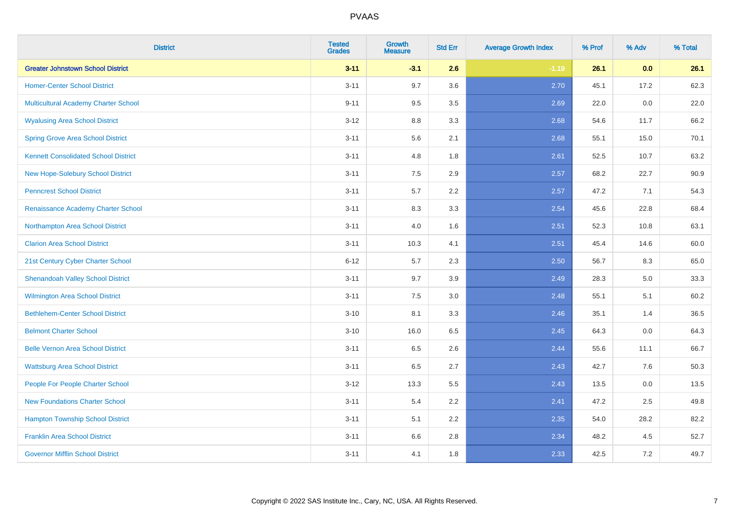| District | Tested Grades | Growth Measure | Std Err | Average Growth Index | % Prof | % Adv | % Total |
|---|---|---|---|---|---|---|---|
| **Greater Johnstown School District** | **3-11** | **-3.1** | **2.6** | **-1.19** | **26.1** | **0.0** | **26.1** |
| Homer-Center School District | 3-11 | 9.7 | 3.6 | 2.70 | 45.1 | 17.2 | 62.3 |
| Multicultural Academy Charter School | 9-11 | 9.5 | 3.5 | 2.69 | 22.0 | 0.0 | 22.0 |
| Wyalusing Area School District | 3-12 | 8.8 | 3.3 | 2.68 | 54.6 | 11.7 | 66.2 |
| Spring Grove Area School District | 3-11 | 5.6 | 2.1 | 2.68 | 55.1 | 15.0 | 70.1 |
| Kennett Consolidated School District | 3-11 | 4.8 | 1.8 | 2.61 | 52.5 | 10.7 | 63.2 |
| New Hope-Solebury School District | 3-11 | 7.5 | 2.9 | 2.57 | 68.2 | 22.7 | 90.9 |
| Penncrest School District | 3-11 | 5.7 | 2.2 | 2.57 | 47.2 | 7.1 | 54.3 |
| Renaissance Academy Charter School | 3-11 | 8.3 | 3.3 | 2.54 | 45.6 | 22.8 | 68.4 |
| Northampton Area School District | 3-11 | 4.0 | 1.6 | 2.51 | 52.3 | 10.8 | 63.1 |
| Clarion Area School District | 3-11 | 10.3 | 4.1 | 2.51 | 45.4 | 14.6 | 60.0 |
| 21st Century Cyber Charter School | 6-12 | 5.7 | 2.3 | 2.50 | 56.7 | 8.3 | 65.0 |
| Shenandoah Valley School District | 3-11 | 9.7 | 3.9 | 2.49 | 28.3 | 5.0 | 33.3 |
| Wilmington Area School District | 3-11 | 7.5 | 3.0 | 2.48 | 55.1 | 5.1 | 60.2 |
| Bethlehem-Center School District | 3-10 | 8.1 | 3.3 | 2.46 | 35.1 | 1.4 | 36.5 |
| Belmont Charter School | 3-10 | 16.0 | 6.5 | 2.45 | 64.3 | 0.0 | 64.3 |
| Belle Vernon Area School District | 3-11 | 6.5 | 2.6 | 2.44 | 55.6 | 11.1 | 66.7 |
| Wattsburg Area School District | 3-11 | 6.5 | 2.7 | 2.43 | 42.7 | 7.6 | 50.3 |
| People For People Charter School | 3-12 | 13.3 | 5.5 | 2.43 | 13.5 | 0.0 | 13.5 |
| New Foundations Charter School | 3-11 | 5.4 | 2.2 | 2.41 | 47.2 | 2.5 | 49.8 |
| Hampton Township School District | 3-11 | 5.1 | 2.2 | 2.35 | 54.0 | 28.2 | 82.2 |
| Franklin Area School District | 3-11 | 6.6 | 2.8 | 2.34 | 48.2 | 4.5 | 52.7 |
| Governor Mifflin School District | 3-11 | 4.1 | 1.8 | 2.33 | 42.5 | 7.2 | 49.7 |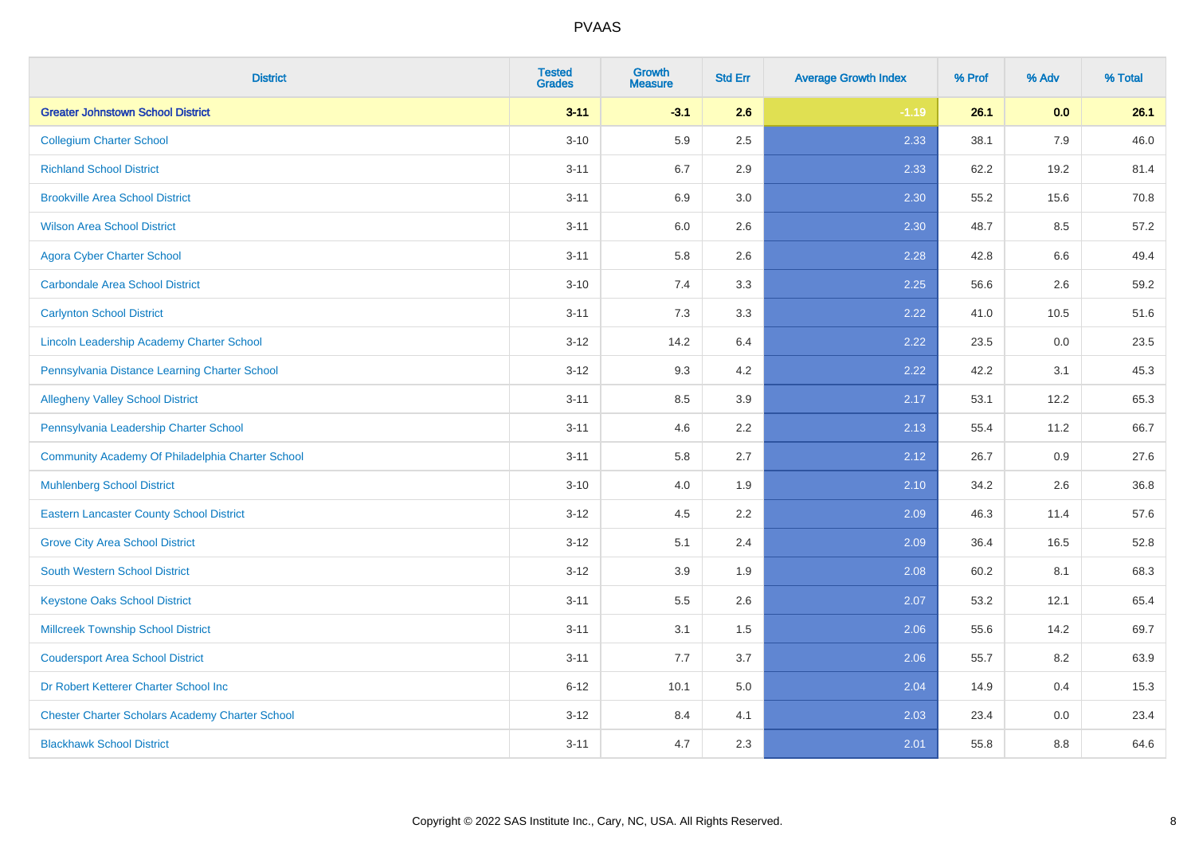PVAAS

| District | Tested Grades | Growth Measure | Std Err | Average Growth Index | % Prof | % Adv | % Total |
|---|---|---|---|---|---|---|---|
| **Greater Johnstown School District** | **3-11** | **-3.1** | **2.6** | **-1.19** | **26.1** | **0.0** | **26.1** |
| Collegium Charter School | 3-10 | 5.9 | 2.5 | 2.33 | 38.1 | 7.9 | 46.0 |
| Richland School District | 3-11 | 6.7 | 2.9 | 2.33 | 62.2 | 19.2 | 81.4 |
| Brookville Area School District | 3-11 | 6.9 | 3.0 | 2.30 | 55.2 | 15.6 | 70.8 |
| Wilson Area School District | 3-11 | 6.0 | 2.6 | 2.30 | 48.7 | 8.5 | 57.2 |
| Agora Cyber Charter School | 3-11 | 5.8 | 2.6 | 2.28 | 42.8 | 6.6 | 49.4 |
| Carbondale Area School District | 3-10 | 7.4 | 3.3 | 2.25 | 56.6 | 2.6 | 59.2 |
| Carlynton School District | 3-11 | 7.3 | 3.3 | 2.22 | 41.0 | 10.5 | 51.6 |
| Lincoln Leadership Academy Charter School | 3-12 | 14.2 | 6.4 | 2.22 | 23.5 | 0.0 | 23.5 |
| Pennsylvania Distance Learning Charter School | 3-12 | 9.3 | 4.2 | 2.22 | 42.2 | 3.1 | 45.3 |
| Allegheny Valley School District | 3-11 | 8.5 | 3.9 | 2.17 | 53.1 | 12.2 | 65.3 |
| Pennsylvania Leadership Charter School | 3-11 | 4.6 | 2.2 | 2.13 | 55.4 | 11.2 | 66.7 |
| Community Academy Of Philadelphia Charter School | 3-11 | 5.8 | 2.7 | 2.12 | 26.7 | 0.9 | 27.6 |
| Muhlenberg School District | 3-10 | 4.0 | 1.9 | 2.10 | 34.2 | 2.6 | 36.8 |
| Eastern Lancaster County School District | 3-12 | 4.5 | 2.2 | 2.09 | 46.3 | 11.4 | 57.6 |
| Grove City Area School District | 3-12 | 5.1 | 2.4 | 2.09 | 36.4 | 16.5 | 52.8 |
| South Western School District | 3-12 | 3.9 | 1.9 | 2.08 | 60.2 | 8.1 | 68.3 |
| Keystone Oaks School District | 3-11 | 5.5 | 2.6 | 2.07 | 53.2 | 12.1 | 65.4 |
| Millcreek Township School District | 3-11 | 3.1 | 1.5 | 2.06 | 55.6 | 14.2 | 69.7 |
| Coudersport Area School District | 3-11 | 7.7 | 3.7 | 2.06 | 55.7 | 8.2 | 63.9 |
| Dr Robert Ketterer Charter School Inc | 6-12 | 10.1 | 5.0 | 2.04 | 14.9 | 0.4 | 15.3 |
| Chester Charter Scholars Academy Charter School | 3-12 | 8.4 | 4.1 | 2.03 | 23.4 | 0.0 | 23.4 |
| Blackhawk School District | 3-11 | 4.7 | 2.3 | 2.01 | 55.8 | 8.8 | 64.6 |

Copyright © 2022 SAS Institute Inc., Cary, NC, USA. All Rights Reserved.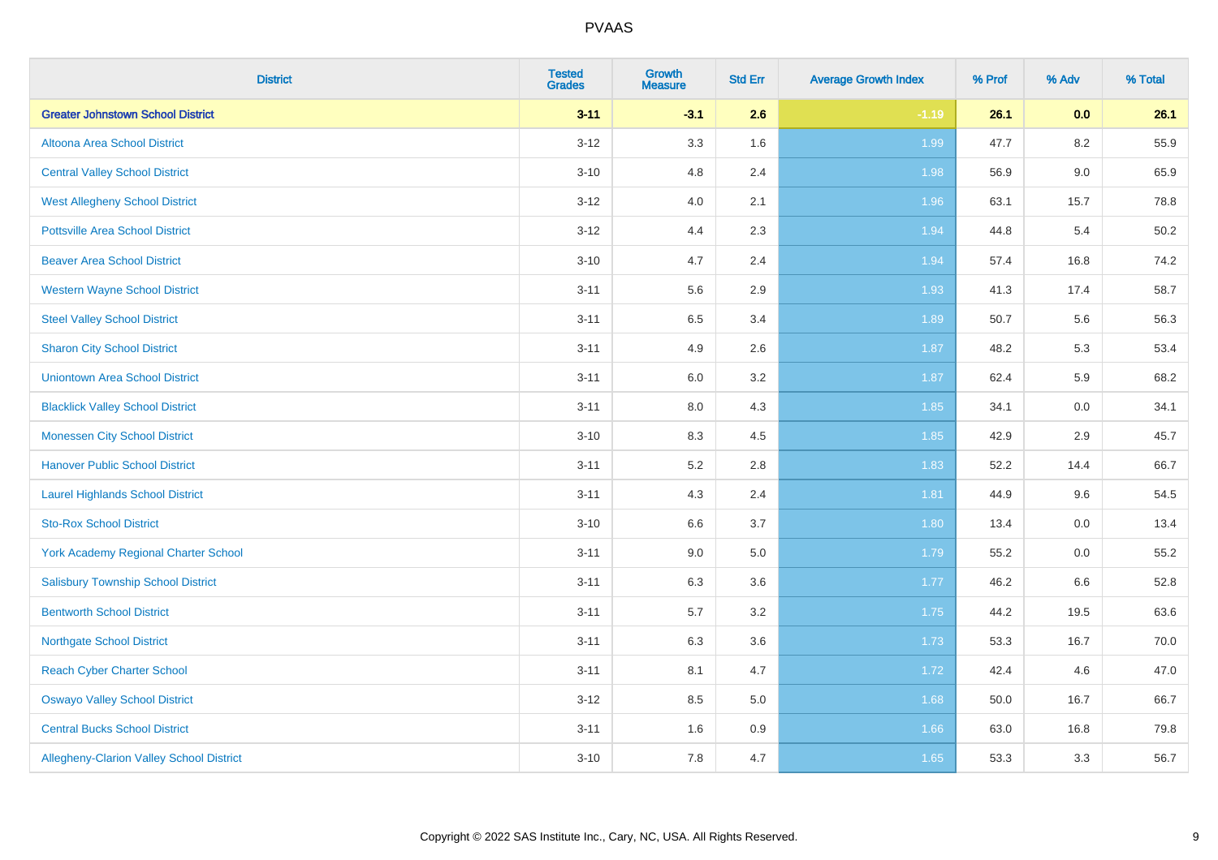PVAAS

| District | Tested Grades | Growth Measure | Std Err | Average Growth Index | % Prof | % Adv | % Total |
|---|---|---|---|---|---|---|---|
| **Greater Johnstown School District** | **3-11** | **-3.1** | **2.6** | **-1.19** | **26.1** | **0.0** | **26.1** |
| Altoona Area School District | 3-12 | 3.3 | 1.6 | 1.99 | 47.7 | 8.2 | 55.9 |
| Central Valley School District | 3-10 | 4.8 | 2.4 | 1.98 | 56.9 | 9.0 | 65.9 |
| West Allegheny School District | 3-12 | 4.0 | 2.1 | 1.96 | 63.1 | 15.7 | 78.8 |
| Pottsville Area School District | 3-12 | 4.4 | 2.3 | 1.94 | 44.8 | 5.4 | 50.2 |
| Beaver Area School District | 3-10 | 4.7 | 2.4 | 1.94 | 57.4 | 16.8 | 74.2 |
| Western Wayne School District | 3-11 | 5.6 | 2.9 | 1.93 | 41.3 | 17.4 | 58.7 |
| Steel Valley School District | 3-11 | 6.5 | 3.4 | 1.89 | 50.7 | 5.6 | 56.3 |
| Sharon City School District | 3-11 | 4.9 | 2.6 | 1.87 | 48.2 | 5.3 | 53.4 |
| Uniontown Area School District | 3-11 | 6.0 | 3.2 | 1.87 | 62.4 | 5.9 | 68.2 |
| Blacklick Valley School District | 3-11 | 8.0 | 4.3 | 1.85 | 34.1 | 0.0 | 34.1 |
| Monessen City School District | 3-10 | 8.3 | 4.5 | 1.85 | 42.9 | 2.9 | 45.7 |
| Hanover Public School District | 3-11 | 5.2 | 2.8 | 1.83 | 52.2 | 14.4 | 66.7 |
| Laurel Highlands School District | 3-11 | 4.3 | 2.4 | 1.81 | 44.9 | 9.6 | 54.5 |
| Sto-Rox School District | 3-10 | 6.6 | 3.7 | 1.80 | 13.4 | 0.0 | 13.4 |
| York Academy Regional Charter School | 3-11 | 9.0 | 5.0 | 1.79 | 55.2 | 0.0 | 55.2 |
| Salisbury Township School District | 3-11 | 6.3 | 3.6 | 1.77 | 46.2 | 6.6 | 52.8 |
| Bentworth School District | 3-11 | 5.7 | 3.2 | 1.75 | 44.2 | 19.5 | 63.6 |
| Northgate School District | 3-11 | 6.3 | 3.6 | 1.73 | 53.3 | 16.7 | 70.0 |
| Reach Cyber Charter School | 3-11 | 8.1 | 4.7 | 1.72 | 42.4 | 4.6 | 47.0 |
| Oswayo Valley School District | 3-12 | 8.5 | 5.0 | 1.68 | 50.0 | 16.7 | 66.7 |
| Central Bucks School District | 3-11 | 1.6 | 0.9 | 1.66 | 63.0 | 16.8 | 79.8 |
| Allegheny-Clarion Valley School District | 3-10 | 7.8 | 4.7 | 1.65 | 53.3 | 3.3 | 56.7 |

Copyright © 2022 SAS Institute Inc., Cary, NC, USA. All Rights Reserved.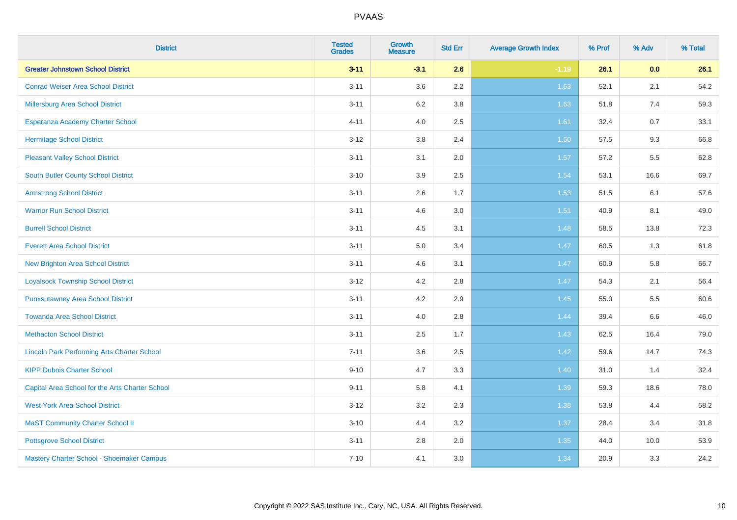# PVAAS

| District | Tested Grades | Growth Measure | Std Err | Average Growth Index | % Prof | % Adv | % Total |
|---|---|---|---|---|---|---|---|
| **Greater Johnstown School District** | **3-11** | **-3.1** | **2.6** | **-1.19** | **26.1** | **0.0** | **26.1** |
| Conrad Weiser Area School District | 3-11 | 3.6 | 2.2 | 1.63 | 52.1 | 2.1 | 54.2 |
| Millersburg Area School District | 3-11 | 6.2 | 3.8 | 1.63 | 51.8 | 7.4 | 59.3 |
| Esperanza Academy Charter School | 4-11 | 4.0 | 2.5 | 1.61 | 32.4 | 0.7 | 33.1 |
| Hermitage School District | 3-12 | 3.8 | 2.4 | 1.60 | 57.5 | 9.3 | 66.8 |
| Pleasant Valley School District | 3-11 | 3.1 | 2.0 | 1.57 | 57.2 | 5.5 | 62.8 |
| South Butler County School District | 3-10 | 3.9 | 2.5 | 1.54 | 53.1 | 16.6 | 69.7 |
| Armstrong School District | 3-11 | 2.6 | 1.7 | 1.53 | 51.5 | 6.1 | 57.6 |
| Warrior Run School District | 3-11 | 4.6 | 3.0 | 1.51 | 40.9 | 8.1 | 49.0 |
| Burrell School District | 3-11 | 4.5 | 3.1 | 1.48 | 58.5 | 13.8 | 72.3 |
| Everett Area School District | 3-11 | 5.0 | 3.4 | 1.47 | 60.5 | 1.3 | 61.8 |
| New Brighton Area School District | 3-11 | 4.6 | 3.1 | 1.47 | 60.9 | 5.8 | 66.7 |
| Loyalsock Township School District | 3-12 | 4.2 | 2.8 | 1.47 | 54.3 | 2.1 | 56.4 |
| Punxsutawney Area School District | 3-11 | 4.2 | 2.9 | 1.45 | 55.0 | 5.5 | 60.6 |
| Towanda Area School District | 3-11 | 4.0 | 2.8 | 1.44 | 39.4 | 6.6 | 46.0 |
| Methacton School District | 3-11 | 2.5 | 1.7 | 1.43 | 62.5 | 16.4 | 79.0 |
| Lincoln Park Performing Arts Charter School | 7-11 | 3.6 | 2.5 | 1.42 | 59.6 | 14.7 | 74.3 |
| KIPP Dubois Charter School | 9-10 | 4.7 | 3.3 | 1.40 | 31.0 | 1.4 | 32.4 |
| Capital Area School for the Arts Charter School | 9-11 | 5.8 | 4.1 | 1.39 | 59.3 | 18.6 | 78.0 |
| West York Area School District | 3-12 | 3.2 | 2.3 | 1.38 | 53.8 | 4.4 | 58.2 |
| MaST Community Charter School II | 3-10 | 4.4 | 3.2 | 1.37 | 28.4 | 3.4 | 31.8 |
| Pottsgrove School District | 3-11 | 2.8 | 2.0 | 1.35 | 44.0 | 10.0 | 53.9 |
| Mastery Charter School - Shoemaker Campus | 7-10 | 4.1 | 3.0 | 1.34 | 20.9 | 3.3 | 24.2 |

Copyright © 2022 SAS Institute Inc., Cary, NC, USA. All Rights Reserved.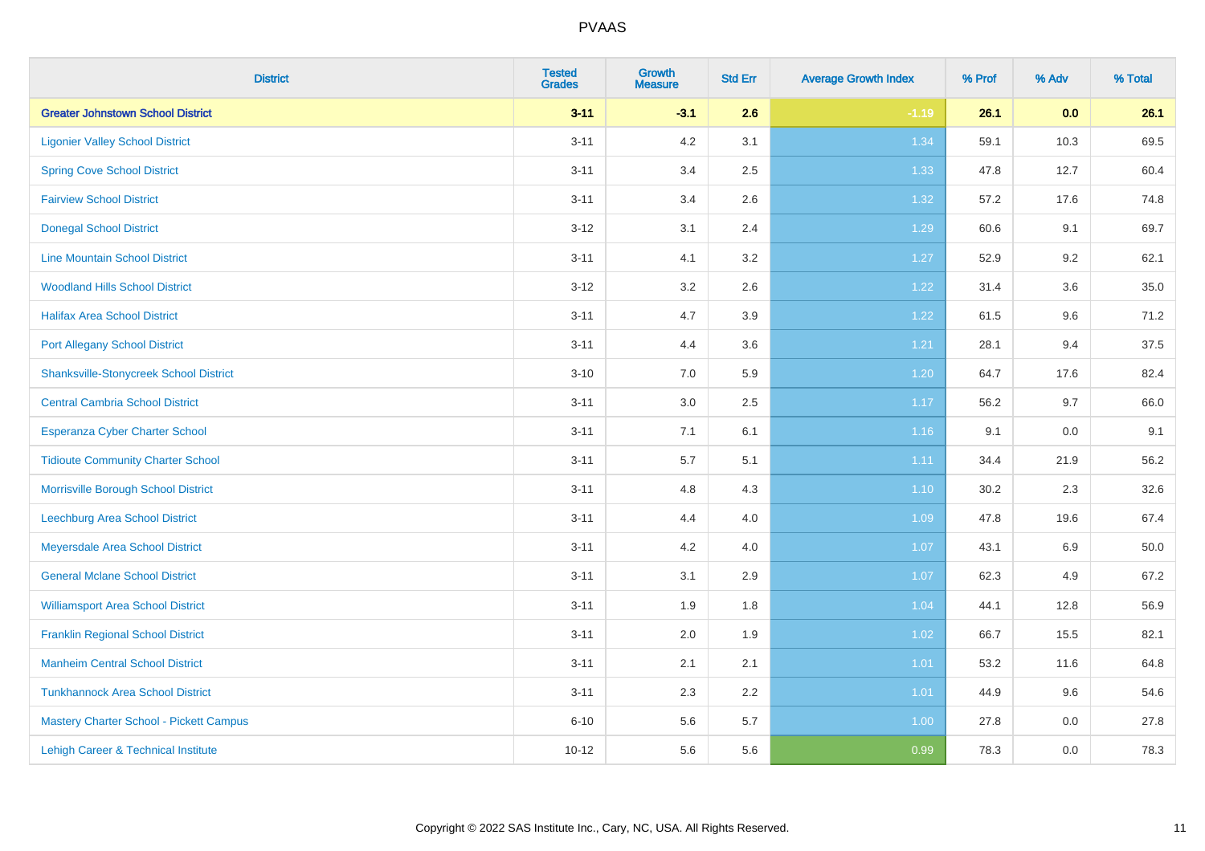| District | Tested Grades | Growth Measure | Std Err | Average Growth Index | % Prof | % Adv | % Total |
|---|---|---|---|---|---|---|---|
| **Greater Johnstown School District** | **3-11** | **-3.1** | **2.6** | **-1.19** | **26.1** | **0.0** | **26.1** |
| Ligonier Valley School District | 3-11 | 4.2 | 3.1 | 1.34 | 59.1 | 10.3 | 69.5 |
| Spring Cove School District | 3-11 | 3.4 | 2.5 | 1.33 | 47.8 | 12.7 | 60.4 |
| Fairview School District | 3-11 | 3.4 | 2.6 | 1.32 | 57.2 | 17.6 | 74.8 |
| Donegal School District | 3-12 | 3.1 | 2.4 | 1.29 | 60.6 | 9.1 | 69.7 |
| Line Mountain School District | 3-11 | 4.1 | 3.2 | 1.27 | 52.9 | 9.2 | 62.1 |
| Woodland Hills School District | 3-12 | 3.2 | 2.6 | 1.22 | 31.4 | 3.6 | 35.0 |
| Halifax Area School District | 3-11 | 4.7 | 3.9 | 1.22 | 61.5 | 9.6 | 71.2 |
| Port Allegany School District | 3-11 | 4.4 | 3.6 | 1.21 | 28.1 | 9.4 | 37.5 |
| Shanksville-Stonycreek School District | 3-10 | 7.0 | 5.9 | 1.20 | 64.7 | 17.6 | 82.4 |
| Central Cambria School District | 3-11 | 3.0 | 2.5 | 1.17 | 56.2 | 9.7 | 66.0 |
| Esperanza Cyber Charter School | 3-11 | 7.1 | 6.1 | 1.16 | 9.1 | 0.0 | 9.1 |
| Tidioute Community Charter School | 3-11 | 5.7 | 5.1 | 1.11 | 34.4 | 21.9 | 56.2 |
| Morrisville Borough School District | 3-11 | 4.8 | 4.3 | 1.10 | 30.2 | 2.3 | 32.6 |
| Leechburg Area School District | 3-11 | 4.4 | 4.0 | 1.09 | 47.8 | 19.6 | 67.4 |
| Meyersdale Area School District | 3-11 | 4.2 | 4.0 | 1.07 | 43.1 | 6.9 | 50.0 |
| General Mclane School District | 3-11 | 3.1 | 2.9 | 1.07 | 62.3 | 4.9 | 67.2 |
| Williamsport Area School District | 3-11 | 1.9 | 1.8 | 1.04 | 44.1 | 12.8 | 56.9 |
| Franklin Regional School District | 3-11 | 2.0 | 1.9 | 1.02 | 66.7 | 15.5 | 82.1 |
| Manheim Central School District | 3-11 | 2.1 | 2.1 | 1.01 | 53.2 | 11.6 | 64.8 |
| Tunkhannock Area School District | 3-11 | 2.3 | 2.2 | 1.01 | 44.9 | 9.6 | 54.6 |
| Mastery Charter School - Pickett Campus | 6-10 | 5.6 | 5.7 | 1.00 | 27.8 | 0.0 | 27.8 |
| Lehigh Career & Technical Institute | 10-12 | 5.6 | 5.6 | 0.99 | 78.3 | 0.0 | 78.3 |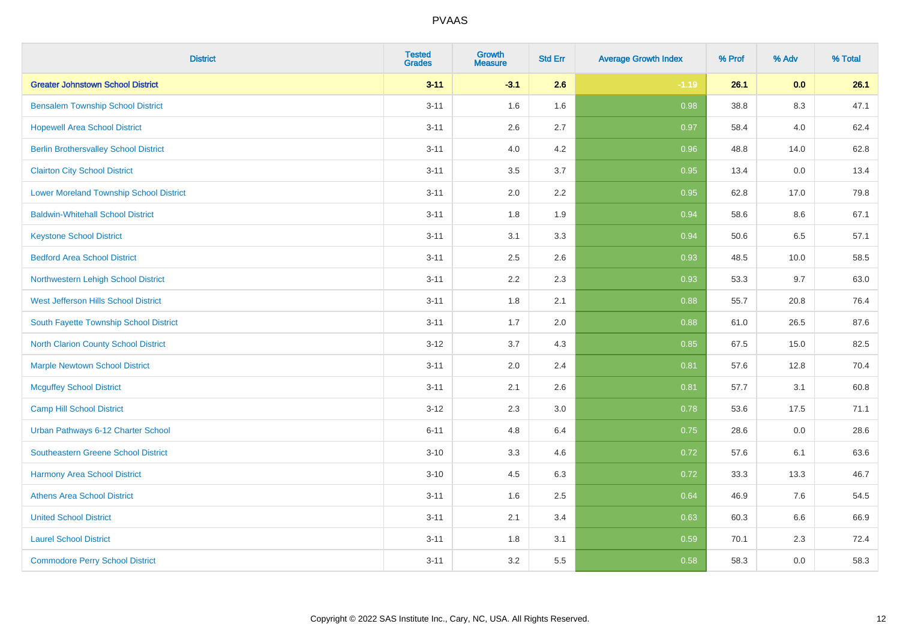| District | Tested Grades | Growth Measure | Std Err | Average Growth Index | % Prof | % Adv | % Total |
|---|---|---|---|---|---|---|---|
| **Greater Johnstown School District** | **3-11** | **-3.1** | **2.6** | **-1.19** | **26.1** | **0.0** | **26.1** |
| Bensalem Township School District | 3-11 | 1.6 | 1.6 | 0.98 | 38.8 | 8.3 | 47.1 |
| Hopewell Area School District | 3-11 | 2.6 | 2.7 | 0.97 | 58.4 | 4.0 | 62.4 |
| Berlin Brothersvalley School District | 3-11 | 4.0 | 4.2 | 0.96 | 48.8 | 14.0 | 62.8 |
| Clairton City School District | 3-11 | 3.5 | 3.7 | 0.95 | 13.4 | 0.0 | 13.4 |
| Lower Moreland Township School District | 3-11 | 2.0 | 2.2 | 0.95 | 62.8 | 17.0 | 79.8 |
| Baldwin-Whitehall School District | 3-11 | 1.8 | 1.9 | 0.94 | 58.6 | 8.6 | 67.1 |
| Keystone School District | 3-11 | 3.1 | 3.3 | 0.94 | 50.6 | 6.5 | 57.1 |
| Bedford Area School District | 3-11 | 2.5 | 2.6 | 0.93 | 48.5 | 10.0 | 58.5 |
| Northwestern Lehigh School District | 3-11 | 2.2 | 2.3 | 0.93 | 53.3 | 9.7 | 63.0 |
| West Jefferson Hills School District | 3-11 | 1.8 | 2.1 | 0.88 | 55.7 | 20.8 | 76.4 |
| South Fayette Township School District | 3-11 | 1.7 | 2.0 | 0.88 | 61.0 | 26.5 | 87.6 |
| North Clarion County School District | 3-12 | 3.7 | 4.3 | 0.85 | 67.5 | 15.0 | 82.5 |
| Marple Newtown School District | 3-11 | 2.0 | 2.4 | 0.81 | 57.6 | 12.8 | 70.4 |
| Mcguffey School District | 3-11 | 2.1 | 2.6 | 0.81 | 57.7 | 3.1 | 60.8 |
| Camp Hill School District | 3-12 | 2.3 | 3.0 | 0.78 | 53.6 | 17.5 | 71.1 |
| Urban Pathways 6-12 Charter School | 6-11 | 4.8 | 6.4 | 0.75 | 28.6 | 0.0 | 28.6 |
| Southeastern Greene School District | 3-10 | 3.3 | 4.6 | 0.72 | 57.6 | 6.1 | 63.6 |
| Harmony Area School District | 3-10 | 4.5 | 6.3 | 0.72 | 33.3 | 13.3 | 46.7 |
| Athens Area School District | 3-11 | 1.6 | 2.5 | 0.64 | 46.9 | 7.6 | 54.5 |
| United School District | 3-11 | 2.1 | 3.4 | 0.63 | 60.3 | 6.6 | 66.9 |
| Laurel School District | 3-11 | 1.8 | 3.1 | 0.59 | 70.1 | 2.3 | 72.4 |
| Commodore Perry School District | 3-11 | 3.2 | 5.5 | 0.58 | 58.3 | 0.0 | 58.3 |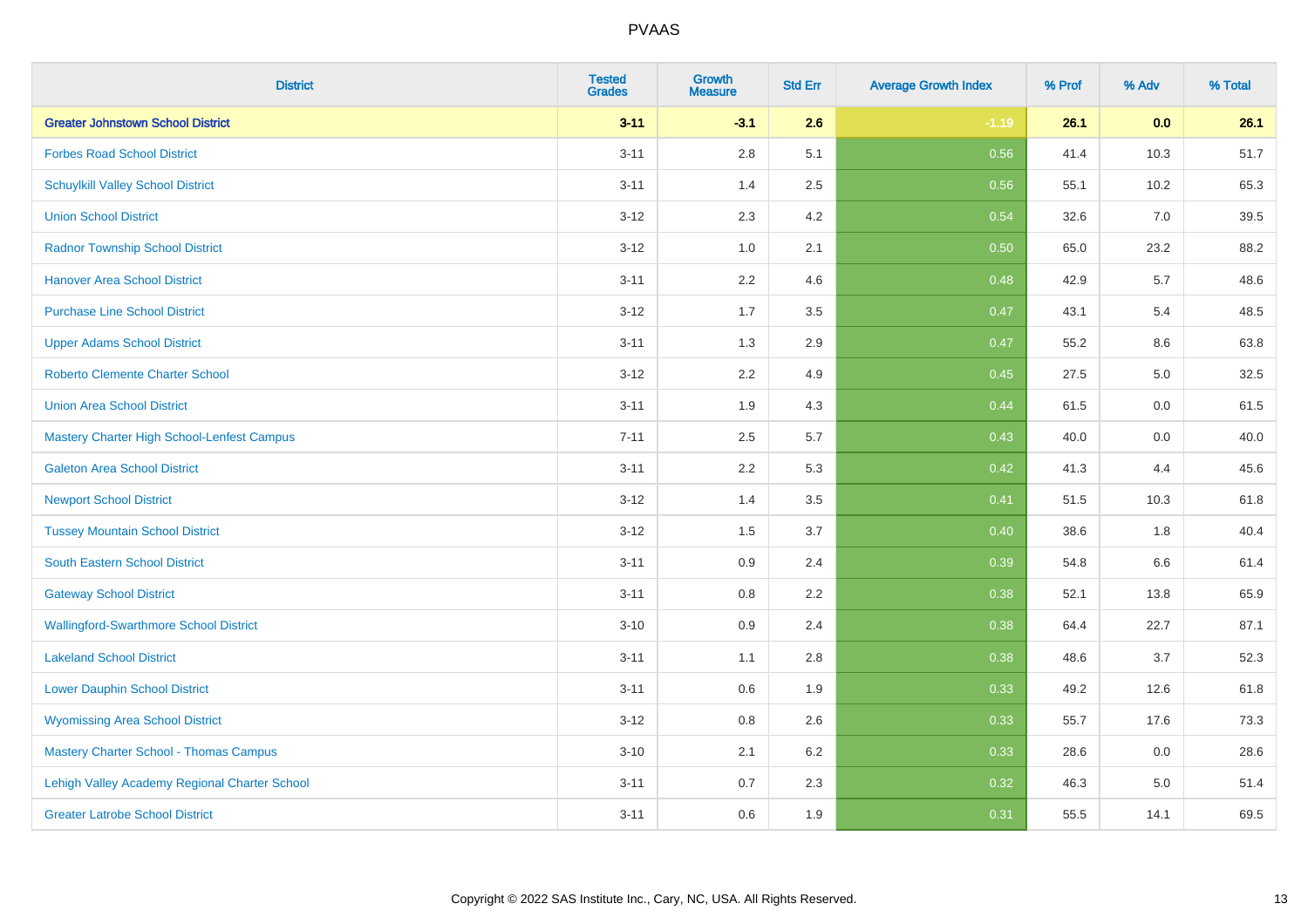| District | Tested Grades | Growth Measure | Std Err | Average Growth Index | % Prof | % Adv | % Total |
|---|---|---|---|---|---|---|---|
| **Greater Johnstown School District** | **3-11** | **-3.1** | **2.6** | **-1.19** | **26.1** | **0.0** | **26.1** |
| Forbes Road School District | 3-11 | 2.8 | 5.1 | 0.56 | 41.4 | 10.3 | 51.7 |
| Schuylkill Valley School District | 3-11 | 1.4 | 2.5 | 0.56 | 55.1 | 10.2 | 65.3 |
| Union School District | 3-12 | 2.3 | 4.2 | 0.54 | 32.6 | 7.0 | 39.5 |
| Radnor Township School District | 3-12 | 1.0 | 2.1 | 0.50 | 65.0 | 23.2 | 88.2 |
| Hanover Area School District | 3-11 | 2.2 | 4.6 | 0.48 | 42.9 | 5.7 | 48.6 |
| Purchase Line School District | 3-12 | 1.7 | 3.5 | 0.47 | 43.1 | 5.4 | 48.5 |
| Upper Adams School District | 3-11 | 1.3 | 2.9 | 0.47 | 55.2 | 8.6 | 63.8 |
| Roberto Clemente Charter School | 3-12 | 2.2 | 4.9 | 0.45 | 27.5 | 5.0 | 32.5 |
| Union Area School District | 3-11 | 1.9 | 4.3 | 0.44 | 61.5 | 0.0 | 61.5 |
| Mastery Charter High School-Lenfest Campus | 7-11 | 2.5 | 5.7 | 0.43 | 40.0 | 0.0 | 40.0 |
| Galeton Area School District | 3-11 | 2.2 | 5.3 | 0.42 | 41.3 | 4.4 | 45.6 |
| Newport School District | 3-12 | 1.4 | 3.5 | 0.41 | 51.5 | 10.3 | 61.8 |
| Tussey Mountain School District | 3-12 | 1.5 | 3.7 | 0.40 | 38.6 | 1.8 | 40.4 |
| South Eastern School District | 3-11 | 0.9 | 2.4 | 0.39 | 54.8 | 6.6 | 61.4 |
| Gateway School District | 3-11 | 0.8 | 2.2 | 0.38 | 52.1 | 13.8 | 65.9 |
| Wallingford-Swarthmore School District | 3-10 | 0.9 | 2.4 | 0.38 | 64.4 | 22.7 | 87.1 |
| Lakeland School District | 3-11 | 1.1 | 2.8 | 0.38 | 48.6 | 3.7 | 52.3 |
| Lower Dauphin School District | 3-11 | 0.6 | 1.9 | 0.33 | 49.2 | 12.6 | 61.8 |
| Wyomissing Area School District | 3-12 | 0.8 | 2.6 | 0.33 | 55.7 | 17.6 | 73.3 |
| Mastery Charter School - Thomas Campus | 3-10 | 2.1 | 6.2 | 0.33 | 28.6 | 0.0 | 28.6 |
| Lehigh Valley Academy Regional Charter School | 3-11 | 0.7 | 2.3 | 0.32 | 46.3 | 5.0 | 51.4 |
| Greater Latrobe School District | 3-11 | 0.6 | 1.9 | 0.31 | 55.5 | 14.1 | 69.5 |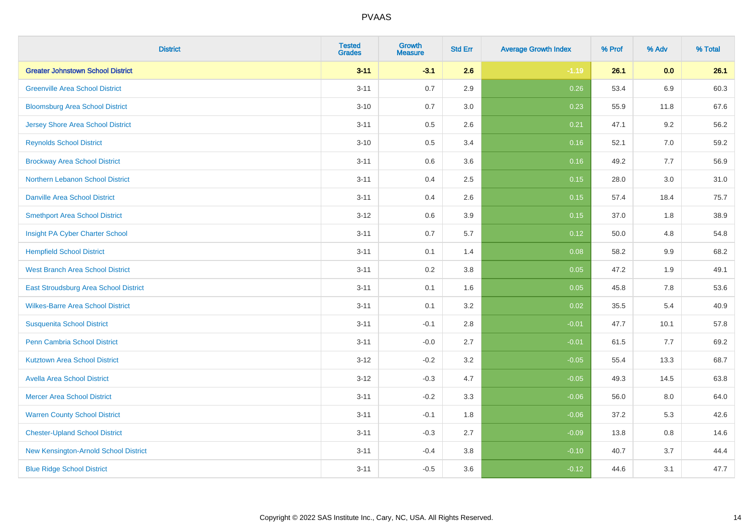# PVAAS

| District | Tested Grades | Growth Measure | Std Err | Average Growth Index | % Prof | % Adv | % Total |
|---|---|---|---|---|---|---|---|
| **Greater Johnstown School District** | **3-11** | **-3.1** | **2.6** | **-1.19** | **26.1** | **0.0** | **26.1** |
| Greenville Area School District | 3-11 | 0.7 | 2.9 | 0.26 | 53.4 | 6.9 | 60.3 |
| Bloomsburg Area School District | 3-10 | 0.7 | 3.0 | 0.23 | 55.9 | 11.8 | 67.6 |
| Jersey Shore Area School District | 3-11 | 0.5 | 2.6 | 0.21 | 47.1 | 9.2 | 56.2 |
| Reynolds School District | 3-10 | 0.5 | 3.4 | 0.16 | 52.1 | 7.0 | 59.2 |
| Brockway Area School District | 3-11 | 0.6 | 3.6 | 0.16 | 49.2 | 7.7 | 56.9 |
| Northern Lebanon School District | 3-11 | 0.4 | 2.5 | 0.15 | 28.0 | 3.0 | 31.0 |
| Danville Area School District | 3-11 | 0.4 | 2.6 | 0.15 | 57.4 | 18.4 | 75.7 |
| Smethport Area School District | 3-12 | 0.6 | 3.9 | 0.15 | 37.0 | 1.8 | 38.9 |
| Insight PA Cyber Charter School | 3-11 | 0.7 | 5.7 | 0.12 | 50.0 | 4.8 | 54.8 |
| Hempfield School District | 3-11 | 0.1 | 1.4 | 0.08 | 58.2 | 9.9 | 68.2 |
| West Branch Area School District | 3-11 | 0.2 | 3.8 | 0.05 | 47.2 | 1.9 | 49.1 |
| East Stroudsburg Area School District | 3-11 | 0.1 | 1.6 | 0.05 | 45.8 | 7.8 | 53.6 |
| Wilkes-Barre Area School District | 3-11 | 0.1 | 3.2 | 0.02 | 35.5 | 5.4 | 40.9 |
| Susquenita School District | 3-11 | -0.1 | 2.8 | -0.01 | 47.7 | 10.1 | 57.8 |
| Penn Cambria School District | 3-11 | -0.0 | 2.7 | -0.01 | 61.5 | 7.7 | 69.2 |
| Kutztown Area School District | 3-12 | -0.2 | 3.2 | -0.05 | 55.4 | 13.3 | 68.7 |
| Avella Area School District | 3-12 | -0.3 | 4.7 | -0.05 | 49.3 | 14.5 | 63.8 |
| Mercer Area School District | 3-11 | -0.2 | 3.3 | -0.06 | 56.0 | 8.0 | 64.0 |
| Warren County School District | 3-11 | -0.1 | 1.8 | -0.06 | 37.2 | 5.3 | 42.6 |
| Chester-Upland School District | 3-11 | -0.3 | 2.7 | -0.09 | 13.8 | 0.8 | 14.6 |
| New Kensington-Arnold School District | 3-11 | -0.4 | 3.8 | -0.10 | 40.7 | 3.7 | 44.4 |
| Blue Ridge School District | 3-11 | -0.5 | 3.6 | -0.12 | 44.6 | 3.1 | 47.7 |

Copyright © 2022 SAS Institute Inc., Cary, NC, USA. All Rights Reserved.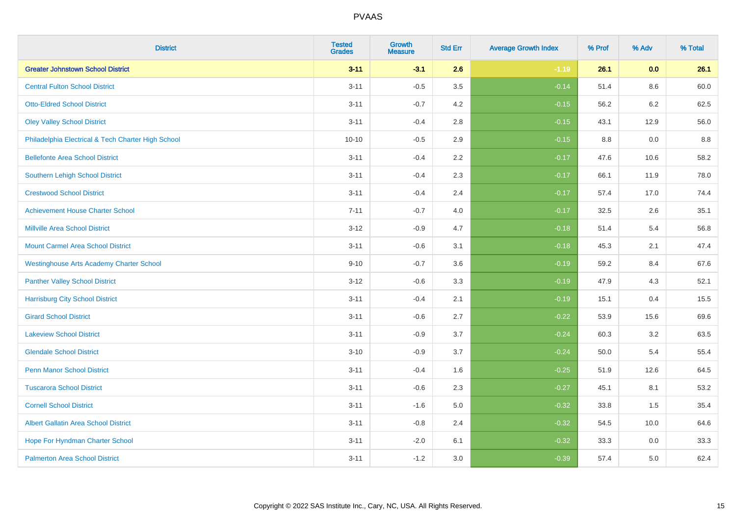| District | Tested Grades | Growth Measure | Std Err | Average Growth Index | % Prof | % Adv | % Total |
|---|---|---|---|---|---|---|---|
| **Greater Johnstown School District** | **3-11** | **-3.1** | **2.6** | **-1.19** | **26.1** | **0.0** | **26.1** |
| Central Fulton School District | 3-11 | -0.5 | 3.5 | -0.14 | 51.4 | 8.6 | 60.0 |
| Otto-Eldred School District | 3-11 | -0.7 | 4.2 | -0.15 | 56.2 | 6.2 | 62.5 |
| Oley Valley School District | 3-11 | -0.4 | 2.8 | -0.15 | 43.1 | 12.9 | 56.0 |
| Philadelphia Electrical & Tech Charter High School | 10-10 | -0.5 | 2.9 | -0.15 | 8.8 | 0.0 | 8.8 |
| Bellefonte Area School District | 3-11 | -0.4 | 2.2 | -0.17 | 47.6 | 10.6 | 58.2 |
| Southern Lehigh School District | 3-11 | -0.4 | 2.3 | -0.17 | 66.1 | 11.9 | 78.0 |
| Crestwood School District | 3-11 | -0.4 | 2.4 | -0.17 | 57.4 | 17.0 | 74.4 |
| Achievement House Charter School | 7-11 | -0.7 | 4.0 | -0.17 | 32.5 | 2.6 | 35.1 |
| Millville Area School District | 3-12 | -0.9 | 4.7 | -0.18 | 51.4 | 5.4 | 56.8 |
| Mount Carmel Area School District | 3-11 | -0.6 | 3.1 | -0.18 | 45.3 | 2.1 | 47.4 |
| Westinghouse Arts Academy Charter School | 9-10 | -0.7 | 3.6 | -0.19 | 59.2 | 8.4 | 67.6 |
| Panther Valley School District | 3-12 | -0.6 | 3.3 | -0.19 | 47.9 | 4.3 | 52.1 |
| Harrisburg City School District | 3-11 | -0.4 | 2.1 | -0.19 | 15.1 | 0.4 | 15.5 |
| Girard School District | 3-11 | -0.6 | 2.7 | -0.22 | 53.9 | 15.6 | 69.6 |
| Lakeview School District | 3-11 | -0.9 | 3.7 | -0.24 | 60.3 | 3.2 | 63.5 |
| Glendale School District | 3-10 | -0.9 | 3.7 | -0.24 | 50.0 | 5.4 | 55.4 |
| Penn Manor School District | 3-11 | -0.4 | 1.6 | -0.25 | 51.9 | 12.6 | 64.5 |
| Tuscarora School District | 3-11 | -0.6 | 2.3 | -0.27 | 45.1 | 8.1 | 53.2 |
| Cornell School District | 3-11 | -1.6 | 5.0 | -0.32 | 33.8 | 1.5 | 35.4 |
| Albert Gallatin Area School District | 3-11 | -0.8 | 2.4 | -0.32 | 54.5 | 10.0 | 64.6 |
| Hope For Hyndman Charter School | 3-11 | -2.0 | 6.1 | -0.32 | 33.3 | 0.0 | 33.3 |
| Palmerton Area School District | 3-11 | -1.2 | 3.0 | -0.39 | 57.4 | 5.0 | 62.4 |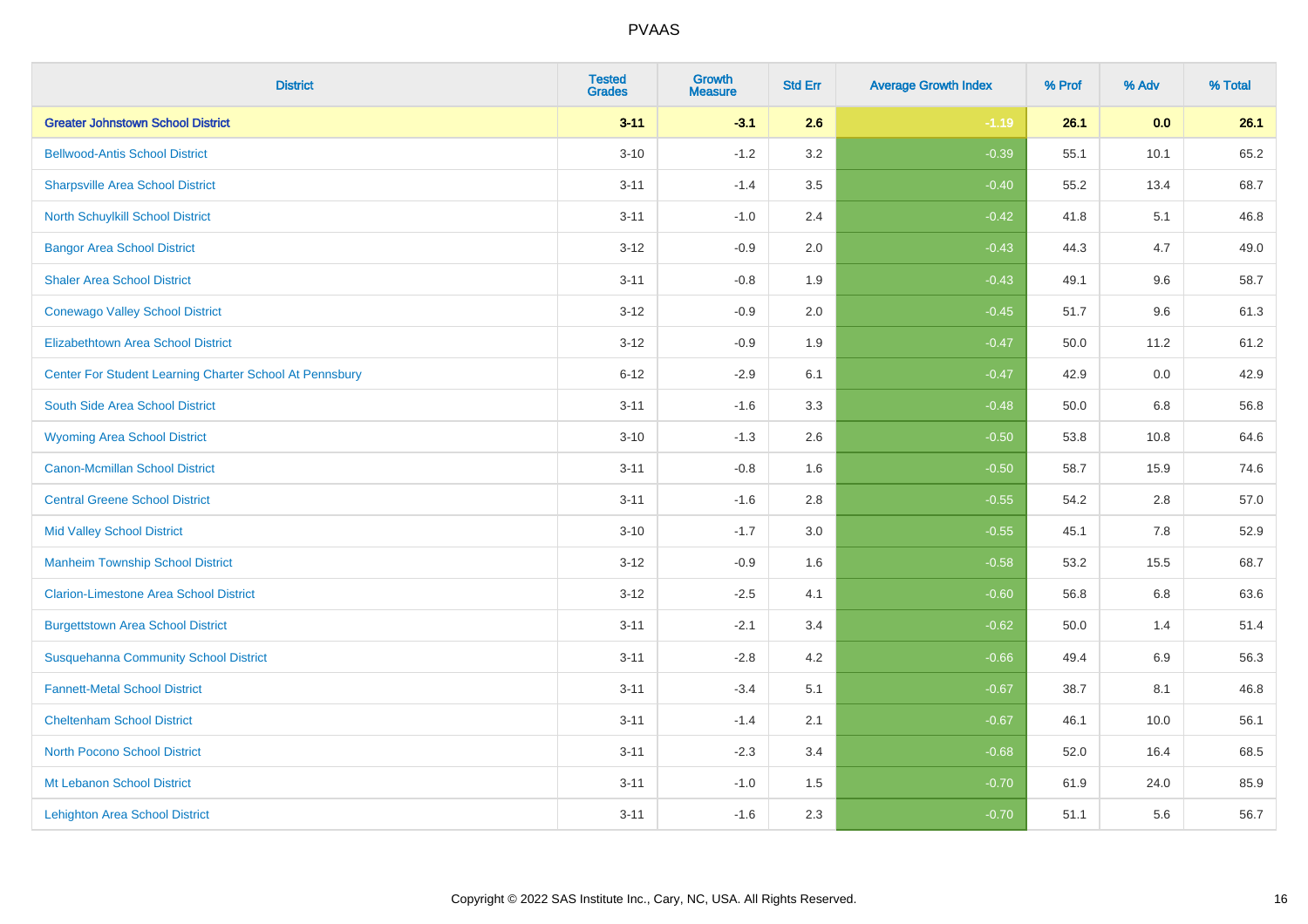| District | Tested Grades | Growth Measure | Std Err | Average Growth Index | % Prof | % Adv | % Total |
|---|---|---|---|---|---|---|---|
| **Greater Johnstown School District** | **3-11** | **-3.1** | **2.6** | **-1.19** | **26.1** | **0.0** | **26.1** |
| Bellwood-Antis School District | 3-10 | -1.2 | 3.2 | -0.39 | 55.1 | 10.1 | 65.2 |
| Sharpsville Area School District | 3-11 | -1.4 | 3.5 | -0.40 | 55.2 | 13.4 | 68.7 |
| North Schuylkill School District | 3-11 | -1.0 | 2.4 | -0.42 | 41.8 | 5.1 | 46.8 |
| Bangor Area School District | 3-12 | -0.9 | 2.0 | -0.43 | 44.3 | 4.7 | 49.0 |
| Shaler Area School District | 3-11 | -0.8 | 1.9 | -0.43 | 49.1 | 9.6 | 58.7 |
| Conewago Valley School District | 3-12 | -0.9 | 2.0 | -0.45 | 51.7 | 9.6 | 61.3 |
| Elizabethtown Area School District | 3-12 | -0.9 | 1.9 | -0.47 | 50.0 | 11.2 | 61.2 |
| Center For Student Learning Charter School At Pennsbury | 6-12 | -2.9 | 6.1 | -0.47 | 42.9 | 0.0 | 42.9 |
| South Side Area School District | 3-11 | -1.6 | 3.3 | -0.48 | 50.0 | 6.8 | 56.8 |
| Wyoming Area School District | 3-10 | -1.3 | 2.6 | -0.50 | 53.8 | 10.8 | 64.6 |
| Canon-Mcmillan School District | 3-11 | -0.8 | 1.6 | -0.50 | 58.7 | 15.9 | 74.6 |
| Central Greene School District | 3-11 | -1.6 | 2.8 | -0.55 | 54.2 | 2.8 | 57.0 |
| Mid Valley School District | 3-10 | -1.7 | 3.0 | -0.55 | 45.1 | 7.8 | 52.9 |
| Manheim Township School District | 3-12 | -0.9 | 1.6 | -0.58 | 53.2 | 15.5 | 68.7 |
| Clarion-Limestone Area School District | 3-12 | -2.5 | 4.1 | -0.60 | 56.8 | 6.8 | 63.6 |
| Burgettstown Area School District | 3-11 | -2.1 | 3.4 | -0.62 | 50.0 | 1.4 | 51.4 |
| Susquehanna Community School District | 3-11 | -2.8 | 4.2 | -0.66 | 49.4 | 6.9 | 56.3 |
| Fannett-Metal School District | 3-11 | -3.4 | 5.1 | -0.67 | 38.7 | 8.1 | 46.8 |
| Cheltenham School District | 3-11 | -1.4 | 2.1 | -0.67 | 46.1 | 10.0 | 56.1 |
| North Pocono School District | 3-11 | -2.3 | 3.4 | -0.68 | 52.0 | 16.4 | 68.5 |
| Mt Lebanon School District | 3-11 | -1.0 | 1.5 | -0.70 | 61.9 | 24.0 | 85.9 |
| Lehighton Area School District | 3-11 | -1.6 | 2.3 | -0.70 | 51.1 | 5.6 | 56.7 |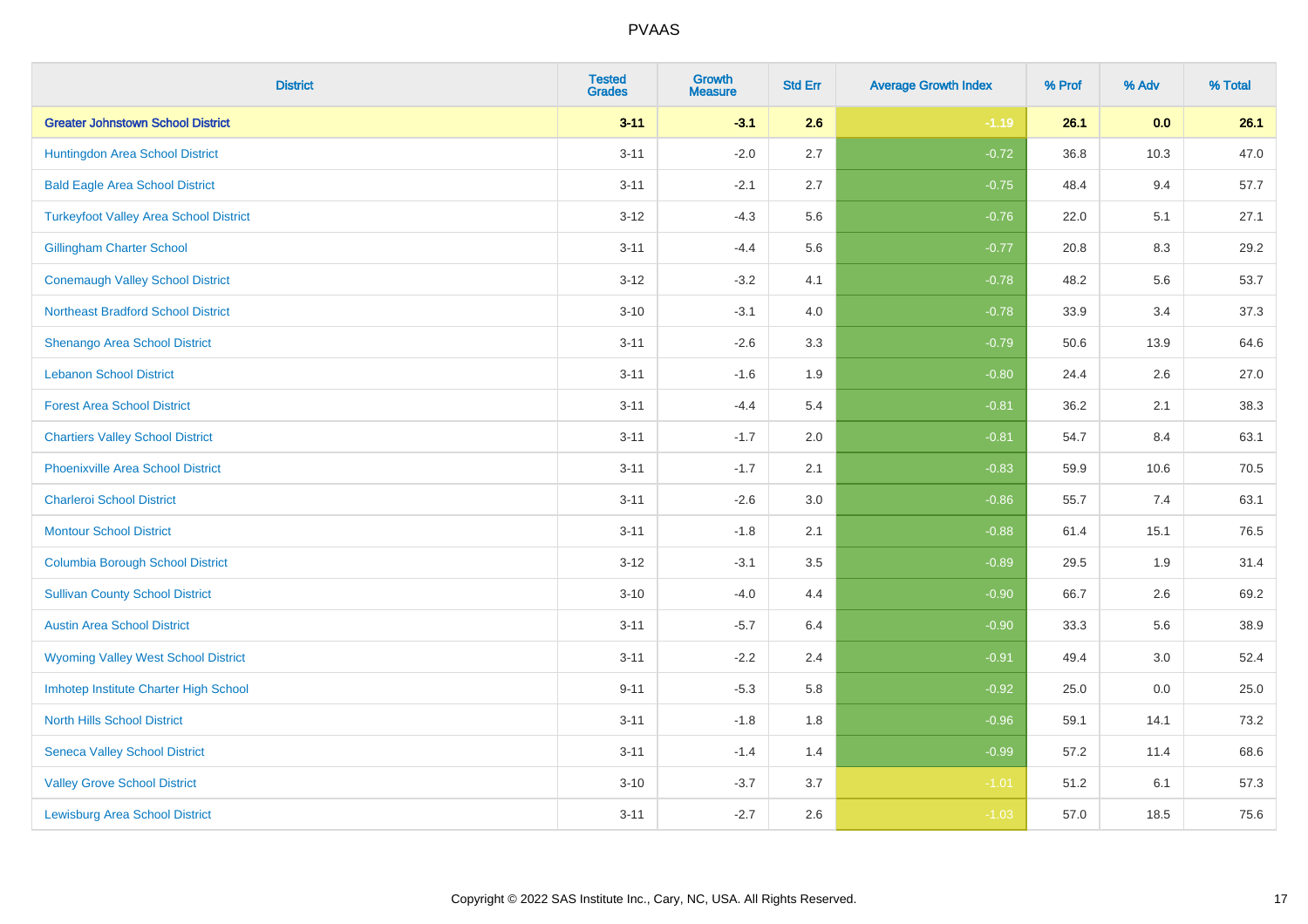| District | Tested Grades | Growth Measure | Std Err | Average Growth Index | % Prof | % Adv | % Total |
|---|---|---|---|---|---|---|---|
| **Greater Johnstown School District** | **3-11** | **-3.1** | **2.6** | **-1.19** | **26.1** | **0.0** | **26.1** |
| Huntingdon Area School District | 3-11 | -2.0 | 2.7 | -0.72 | 36.8 | 10.3 | 47.0 |
| Bald Eagle Area School District | 3-11 | -2.1 | 2.7 | -0.75 | 48.4 | 9.4 | 57.7 |
| Turkeyfoot Valley Area School District | 3-12 | -4.3 | 5.6 | -0.76 | 22.0 | 5.1 | 27.1 |
| Gillingham Charter School | 3-11 | -4.4 | 5.6 | -0.77 | 20.8 | 8.3 | 29.2 |
| Conemaugh Valley School District | 3-12 | -3.2 | 4.1 | -0.78 | 48.2 | 5.6 | 53.7 |
| Northeast Bradford School District | 3-10 | -3.1 | 4.0 | -0.78 | 33.9 | 3.4 | 37.3 |
| Shenango Area School District | 3-11 | -2.6 | 3.3 | -0.79 | 50.6 | 13.9 | 64.6 |
| Lebanon School District | 3-11 | -1.6 | 1.9 | -0.80 | 24.4 | 2.6 | 27.0 |
| Forest Area School District | 3-11 | -4.4 | 5.4 | -0.81 | 36.2 | 2.1 | 38.3 |
| Chartiers Valley School District | 3-11 | -1.7 | 2.0 | -0.81 | 54.7 | 8.4 | 63.1 |
| Phoenixville Area School District | 3-11 | -1.7 | 2.1 | -0.83 | 59.9 | 10.6 | 70.5 |
| Charleroi School District | 3-11 | -2.6 | 3.0 | -0.86 | 55.7 | 7.4 | 63.1 |
| Montour School District | 3-11 | -1.8 | 2.1 | -0.88 | 61.4 | 15.1 | 76.5 |
| Columbia Borough School District | 3-12 | -3.1 | 3.5 | -0.89 | 29.5 | 1.9 | 31.4 |
| Sullivan County School District | 3-10 | -4.0 | 4.4 | -0.90 | 66.7 | 2.6 | 69.2 |
| Austin Area School District | 3-11 | -5.7 | 6.4 | -0.90 | 33.3 | 5.6 | 38.9 |
| Wyoming Valley West School District | 3-11 | -2.2 | 2.4 | -0.91 | 49.4 | 3.0 | 52.4 |
| Imhotep Institute Charter High School | 9-11 | -5.3 | 5.8 | -0.92 | 25.0 | 0.0 | 25.0 |
| North Hills School District | 3-11 | -1.8 | 1.8 | -0.96 | 59.1 | 14.1 | 73.2 |
| Seneca Valley School District | 3-11 | -1.4 | 1.4 | -0.99 | 57.2 | 11.4 | 68.6 |
| Valley Grove School District | 3-10 | -3.7 | 3.7 | -1.01 | 51.2 | 6.1 | 57.3 |
| Lewisburg Area School District | 3-11 | -2.7 | 2.6 | -1.03 | 57.0 | 18.5 | 75.6 |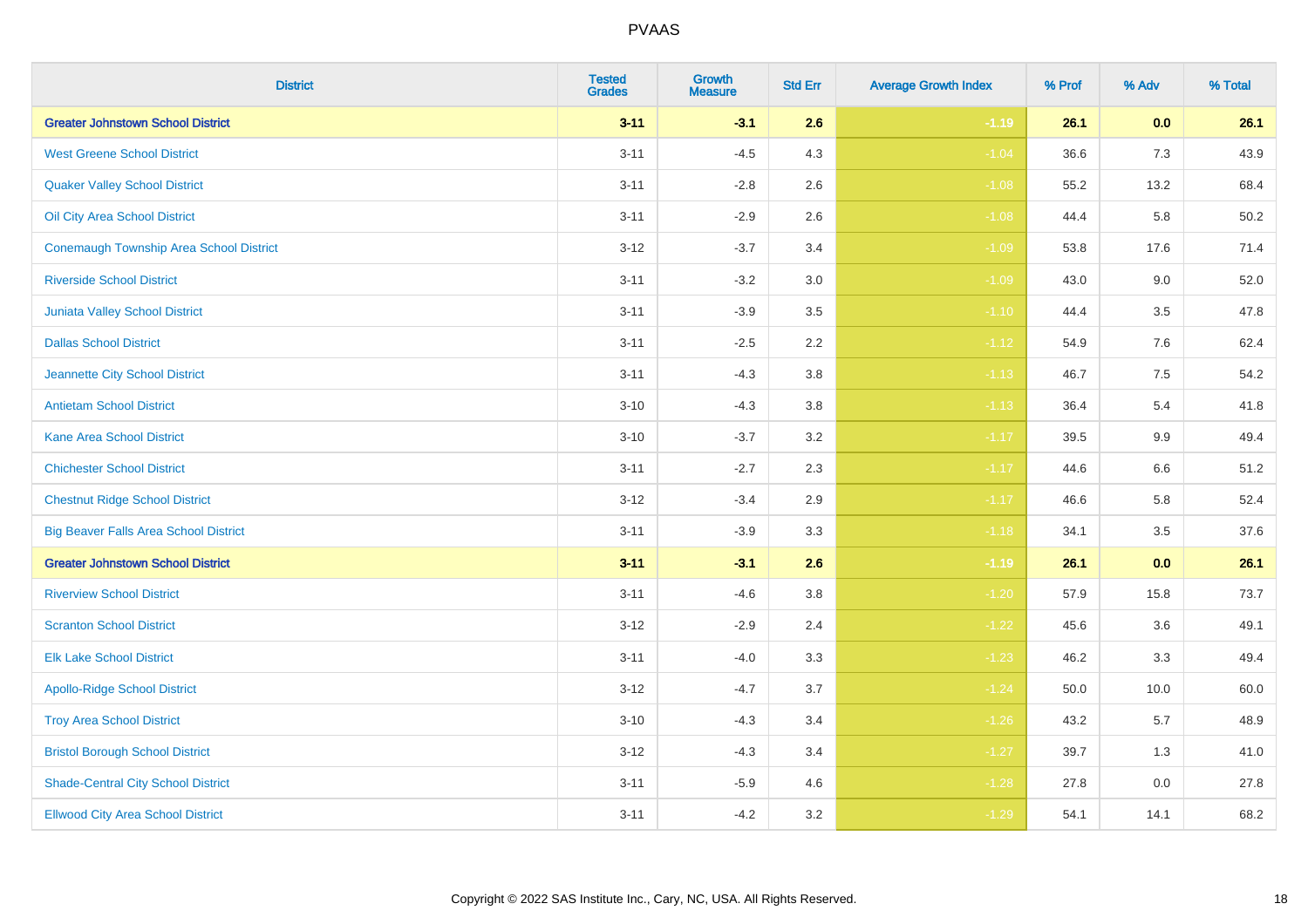| District | Tested Grades | Growth Measure | Std Err | Average Growth Index | % Prof | % Adv | % Total |
|---|---|---|---|---|---|---|---|
| **Greater Johnstown School District** | **3-11** | **-3.1** | **2.6** | **-1.19** | **26.1** | **0.0** | **26.1** |
| West Greene School District | 3-11 | -4.5 | 4.3 | -1.04 | 36.6 | 7.3 | 43.9 |
| Quaker Valley School District | 3-11 | -2.8 | 2.6 | -1.08 | 55.2 | 13.2 | 68.4 |
| Oil City Area School District | 3-11 | -2.9 | 2.6 | -1.08 | 44.4 | 5.8 | 50.2 |
| Conemaugh Township Area School District | 3-12 | -3.7 | 3.4 | -1.09 | 53.8 | 17.6 | 71.4 |
| Riverside School District | 3-11 | -3.2 | 3.0 | -1.09 | 43.0 | 9.0 | 52.0 |
| Juniata Valley School District | 3-11 | -3.9 | 3.5 | -1.10 | 44.4 | 3.5 | 47.8 |
| Dallas School District | 3-11 | -2.5 | 2.2 | -1.12 | 54.9 | 7.6 | 62.4 |
| Jeannette City School District | 3-11 | -4.3 | 3.8 | -1.13 | 46.7 | 7.5 | 54.2 |
| Antietam School District | 3-10 | -4.3 | 3.8 | -1.13 | 36.4 | 5.4 | 41.8 |
| Kane Area School District | 3-10 | -3.7 | 3.2 | -1.17 | 39.5 | 9.9 | 49.4 |
| Chichester School District | 3-11 | -2.7 | 2.3 | -1.17 | 44.6 | 6.6 | 51.2 |
| Chestnut Ridge School District | 3-12 | -3.4 | 2.9 | -1.17 | 46.6 | 5.8 | 52.4 |
| Big Beaver Falls Area School District | 3-11 | -3.9 | 3.3 | -1.18 | 34.1 | 3.5 | 37.6 |
| **Greater Johnstown School District** | **3-11** | **-3.1** | **2.6** | **-1.19** | **26.1** | **0.0** | **26.1** |
| Riverview School District | 3-11 | -4.6 | 3.8 | -1.20 | 57.9 | 15.8 | 73.7 |
| Scranton School District | 3-12 | -2.9 | 2.4 | -1.22 | 45.6 | 3.6 | 49.1 |
| Elk Lake School District | 3-11 | -4.0 | 3.3 | -1.23 | 46.2 | 3.3 | 49.4 |
| Apollo-Ridge School District | 3-12 | -4.7 | 3.7 | -1.24 | 50.0 | 10.0 | 60.0 |
| Troy Area School District | 3-10 | -4.3 | 3.4 | -1.26 | 43.2 | 5.7 | 48.9 |
| Bristol Borough School District | 3-12 | -4.3 | 3.4 | -1.27 | 39.7 | 1.3 | 41.0 |
| Shade-Central City School District | 3-11 | -5.9 | 4.6 | -1.28 | 27.8 | 0.0 | 27.8 |
| Ellwood City Area School District | 3-11 | -4.2 | 3.2 | -1.29 | 54.1 | 14.1 | 68.2 |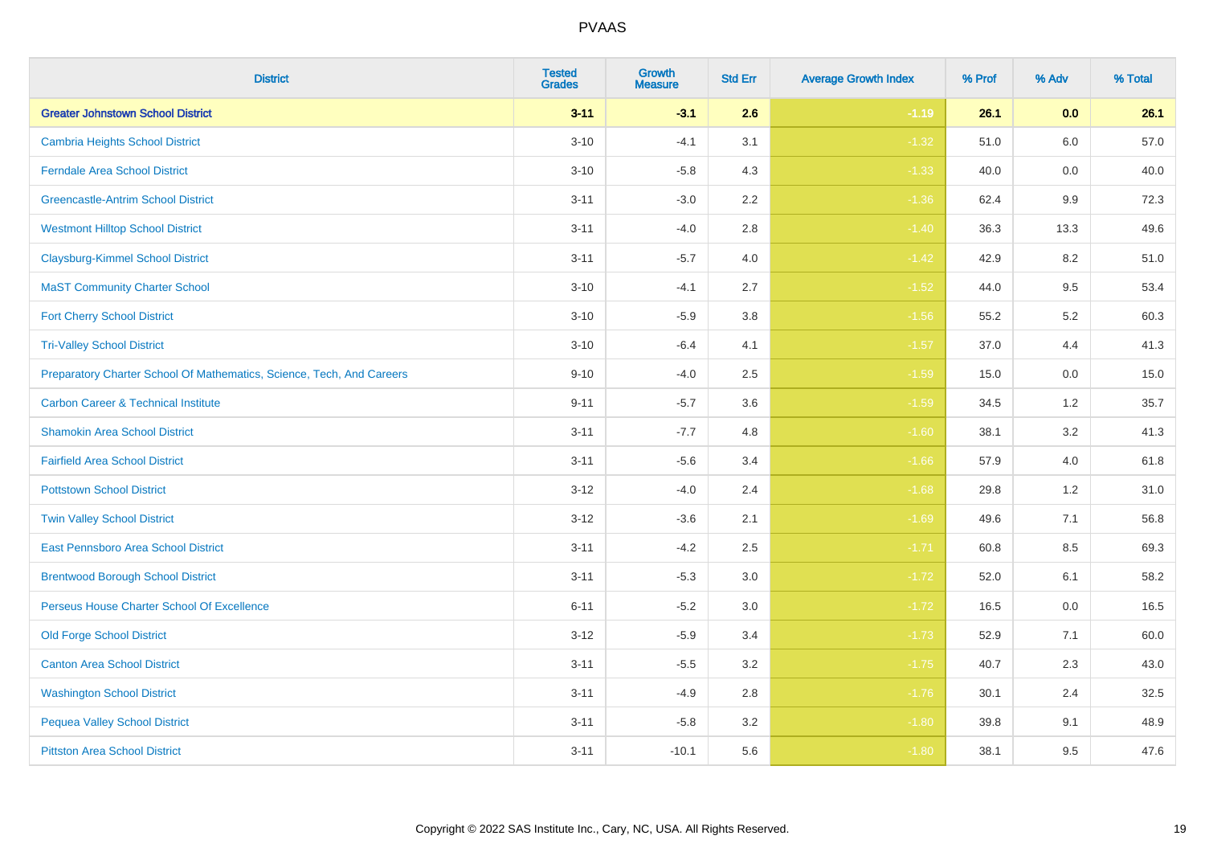| District | Tested Grades | Growth Measure | Std Err | Average Growth Index | % Prof | % Adv | % Total |
|---|---|---|---|---|---|---|---|
| **Greater Johnstown School District** | **3-11** | **-3.1** | **2.6** | **-1.19** | **26.1** | **0.0** | **26.1** |
| Cambria Heights School District | 3-10 | -4.1 | 3.1 | -1.32 | 51.0 | 6.0 | 57.0 |
| Ferndale Area School District | 3-10 | -5.8 | 4.3 | -1.33 | 40.0 | 0.0 | 40.0 |
| Greencastle-Antrim School District | 3-11 | -3.0 | 2.2 | -1.36 | 62.4 | 9.9 | 72.3 |
| Westmont Hilltop School District | 3-11 | -4.0 | 2.8 | -1.40 | 36.3 | 13.3 | 49.6 |
| Claysburg-Kimmel School District | 3-11 | -5.7 | 4.0 | -1.42 | 42.9 | 8.2 | 51.0 |
| MaST Community Charter School | 3-10 | -4.1 | 2.7 | -1.52 | 44.0 | 9.5 | 53.4 |
| Fort Cherry School District | 3-10 | -5.9 | 3.8 | -1.56 | 55.2 | 5.2 | 60.3 |
| Tri-Valley School District | 3-10 | -6.4 | 4.1 | -1.57 | 37.0 | 4.4 | 41.3 |
| Preparatory Charter School Of Mathematics, Science, Tech, And Careers | 9-10 | -4.0 | 2.5 | -1.59 | 15.0 | 0.0 | 15.0 |
| Carbon Career & Technical Institute | 9-11 | -5.7 | 3.6 | -1.59 | 34.5 | 1.2 | 35.7 |
| Shamokin Area School District | 3-11 | -7.7 | 4.8 | -1.60 | 38.1 | 3.2 | 41.3 |
| Fairfield Area School District | 3-11 | -5.6 | 3.4 | -1.66 | 57.9 | 4.0 | 61.8 |
| Pottstown School District | 3-12 | -4.0 | 2.4 | -1.68 | 29.8 | 1.2 | 31.0 |
| Twin Valley School District | 3-12 | -3.6 | 2.1 | -1.69 | 49.6 | 7.1 | 56.8 |
| East Pennsboro Area School District | 3-11 | -4.2 | 2.5 | -1.71 | 60.8 | 8.5 | 69.3 |
| Brentwood Borough School District | 3-11 | -5.3 | 3.0 | -1.72 | 52.0 | 6.1 | 58.2 |
| Perseus House Charter School Of Excellence | 6-11 | -5.2 | 3.0 | -1.72 | 16.5 | 0.0 | 16.5 |
| Old Forge School District | 3-12 | -5.9 | 3.4 | -1.73 | 52.9 | 7.1 | 60.0 |
| Canton Area School District | 3-11 | -5.5 | 3.2 | -1.75 | 40.7 | 2.3 | 43.0 |
| Washington School District | 3-11 | -4.9 | 2.8 | -1.76 | 30.1 | 2.4 | 32.5 |
| Pequea Valley School District | 3-11 | -5.8 | 3.2 | -1.80 | 39.8 | 9.1 | 48.9 |
| Pittston Area School District | 3-11 | -10.1 | 5.6 | -1.80 | 38.1 | 9.5 | 47.6 |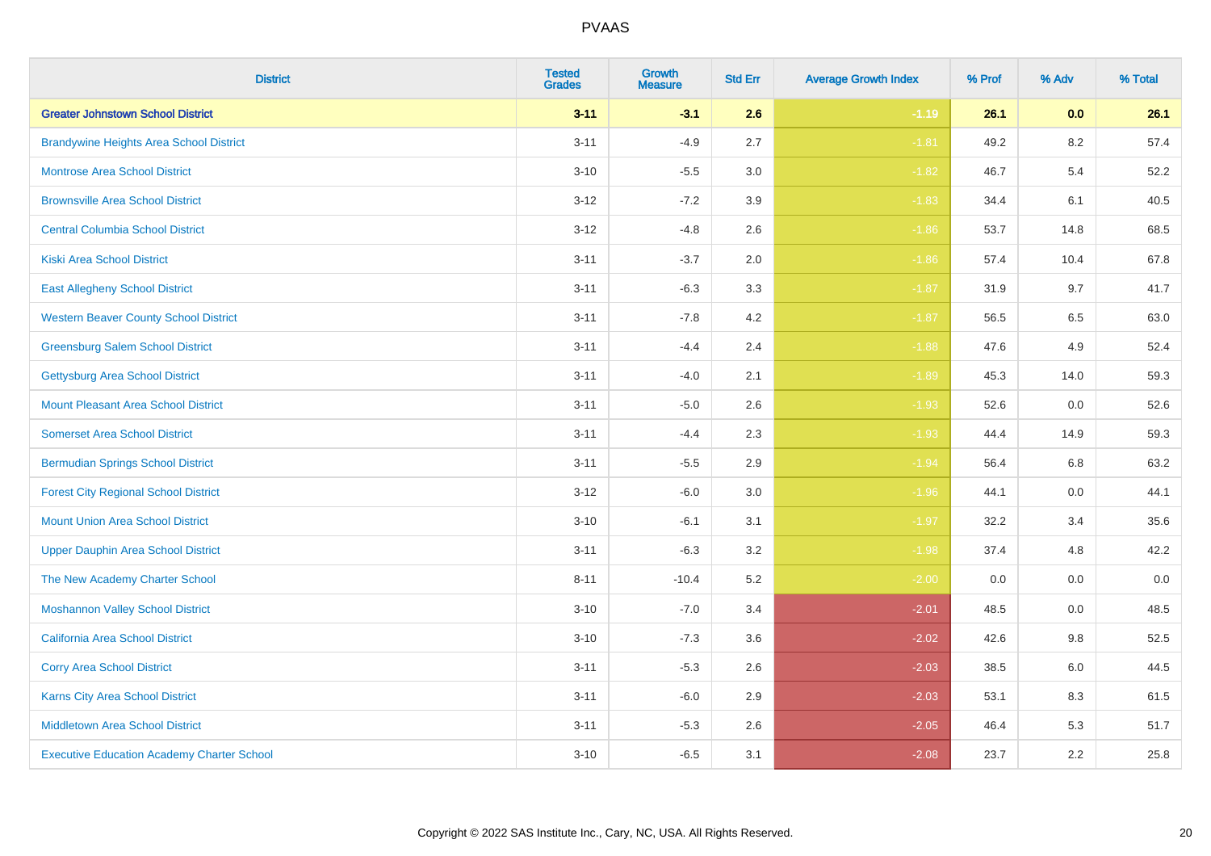# PVAAS

| District | Tested Grades | Growth Measure | Std Err | Average Growth Index | % Prof | % Adv | % Total |
|---|---|---|---|---|---|---|---|
| **Greater Johnstown School District** | **3-11** | **-3.1** | **2.6** | **-1.19** | **26.1** | **0.0** | **26.1** |
| Brandywine Heights Area School District | 3-11 | -4.9 | 2.7 | -1.81 | 49.2 | 8.2 | 57.4 |
| Montrose Area School District | 3-10 | -5.5 | 3.0 | -1.82 | 46.7 | 5.4 | 52.2 |
| Brownsville Area School District | 3-12 | -7.2 | 3.9 | -1.83 | 34.4 | 6.1 | 40.5 |
| Central Columbia School District | 3-12 | -4.8 | 2.6 | -1.86 | 53.7 | 14.8 | 68.5 |
| Kiski Area School District | 3-11 | -3.7 | 2.0 | -1.86 | 57.4 | 10.4 | 67.8 |
| East Allegheny School District | 3-11 | -6.3 | 3.3 | -1.87 | 31.9 | 9.7 | 41.7 |
| Western Beaver County School District | 3-11 | -7.8 | 4.2 | -1.87 | 56.5 | 6.5 | 63.0 |
| Greensburg Salem School District | 3-11 | -4.4 | 2.4 | -1.88 | 47.6 | 4.9 | 52.4 |
| Gettysburg Area School District | 3-11 | -4.0 | 2.1 | -1.89 | 45.3 | 14.0 | 59.3 |
| Mount Pleasant Area School District | 3-11 | -5.0 | 2.6 | -1.93 | 52.6 | 0.0 | 52.6 |
| Somerset Area School District | 3-11 | -4.4 | 2.3 | -1.93 | 44.4 | 14.9 | 59.3 |
| Bermudian Springs School District | 3-11 | -5.5 | 2.9 | -1.94 | 56.4 | 6.8 | 63.2 |
| Forest City Regional School District | 3-12 | -6.0 | 3.0 | -1.96 | 44.1 | 0.0 | 44.1 |
| Mount Union Area School District | 3-10 | -6.1 | 3.1 | -1.97 | 32.2 | 3.4 | 35.6 |
| Upper Dauphin Area School District | 3-11 | -6.3 | 3.2 | -1.98 | 37.4 | 4.8 | 42.2 |
| The New Academy Charter School | 8-11 | -10.4 | 5.2 | -2.00 | 0.0 | 0.0 | 0.0 |
| Moshannon Valley School District | 3-10 | -7.0 | 3.4 | -2.01 | 48.5 | 0.0 | 48.5 |
| California Area School District | 3-10 | -7.3 | 3.6 | -2.02 | 42.6 | 9.8 | 52.5 |
| Corry Area School District | 3-11 | -5.3 | 2.6 | -2.03 | 38.5 | 6.0 | 44.5 |
| Karns City Area School District | 3-11 | -6.0 | 2.9 | -2.03 | 53.1 | 8.3 | 61.5 |
| Middletown Area School District | 3-11 | -5.3 | 2.6 | -2.05 | 46.4 | 5.3 | 51.7 |
| Executive Education Academy Charter School | 3-10 | -6.5 | 3.1 | -2.08 | 23.7 | 2.2 | 25.8 |

Copyright © 2022 SAS Institute Inc., Cary, NC, USA. All Rights Reserved.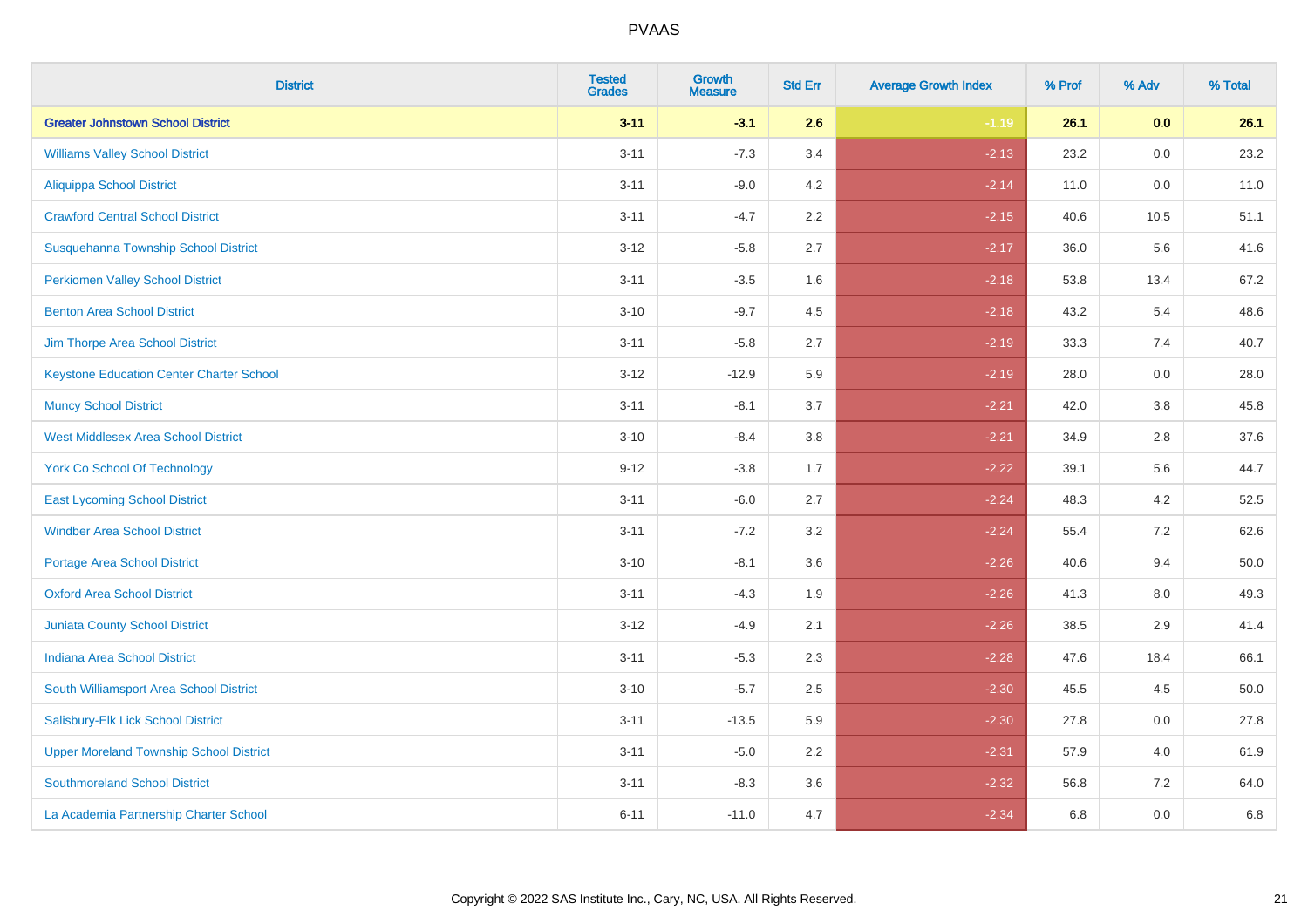# PVAAS

| District | Tested Grades | Growth Measure | Std Err | Average Growth Index | % Prof | % Adv | % Total |
|---|---|---|---|---|---|---|---|
| **Greater Johnstown School District** | **3-11** | **-3.1** | **2.6** | **-1.19** | **26.1** | **0.0** | **26.1** |
| Williams Valley School District | 3-11 | -7.3 | 3.4 | -2.13 | 23.2 | 0.0 | 23.2 |
| Aliquippa School District | 3-11 | -9.0 | 4.2 | -2.14 | 11.0 | 0.0 | 11.0 |
| Crawford Central School District | 3-11 | -4.7 | 2.2 | -2.15 | 40.6 | 10.5 | 51.1 |
| Susquehanna Township School District | 3-12 | -5.8 | 2.7 | -2.17 | 36.0 | 5.6 | 41.6 |
| Perkiomen Valley School District | 3-11 | -3.5 | 1.6 | -2.18 | 53.8 | 13.4 | 67.2 |
| Benton Area School District | 3-10 | -9.7 | 4.5 | -2.18 | 43.2 | 5.4 | 48.6 |
| Jim Thorpe Area School District | 3-11 | -5.8 | 2.7 | -2.19 | 33.3 | 7.4 | 40.7 |
| Keystone Education Center Charter School | 3-12 | -12.9 | 5.9 | -2.19 | 28.0 | 0.0 | 28.0 |
| Muncy School District | 3-11 | -8.1 | 3.7 | -2.21 | 42.0 | 3.8 | 45.8 |
| West Middlesex Area School District | 3-10 | -8.4 | 3.8 | -2.21 | 34.9 | 2.8 | 37.6 |
| York Co School Of Technology | 9-12 | -3.8 | 1.7 | -2.22 | 39.1 | 5.6 | 44.7 |
| East Lycoming School District | 3-11 | -6.0 | 2.7 | -2.24 | 48.3 | 4.2 | 52.5 |
| Windber Area School District | 3-11 | -7.2 | 3.2 | -2.24 | 55.4 | 7.2 | 62.6 |
| Portage Area School District | 3-10 | -8.1 | 3.6 | -2.26 | 40.6 | 9.4 | 50.0 |
| Oxford Area School District | 3-11 | -4.3 | 1.9 | -2.26 | 41.3 | 8.0 | 49.3 |
| Juniata County School District | 3-12 | -4.9 | 2.1 | -2.26 | 38.5 | 2.9 | 41.4 |
| Indiana Area School District | 3-11 | -5.3 | 2.3 | -2.28 | 47.6 | 18.4 | 66.1 |
| South Williamsport Area School District | 3-10 | -5.7 | 2.5 | -2.30 | 45.5 | 4.5 | 50.0 |
| Salisbury-Elk Lick School District | 3-11 | -13.5 | 5.9 | -2.30 | 27.8 | 0.0 | 27.8 |
| Upper Moreland Township School District | 3-11 | -5.0 | 2.2 | -2.31 | 57.9 | 4.0 | 61.9 |
| Southmoreland School District | 3-11 | -8.3 | 3.6 | -2.32 | 56.8 | 7.2 | 64.0 |
| La Academia Partnership Charter School | 6-11 | -11.0 | 4.7 | -2.34 | 6.8 | 0.0 | 6.8 |

Copyright © 2022 SAS Institute Inc., Cary, NC, USA. All Rights Reserved.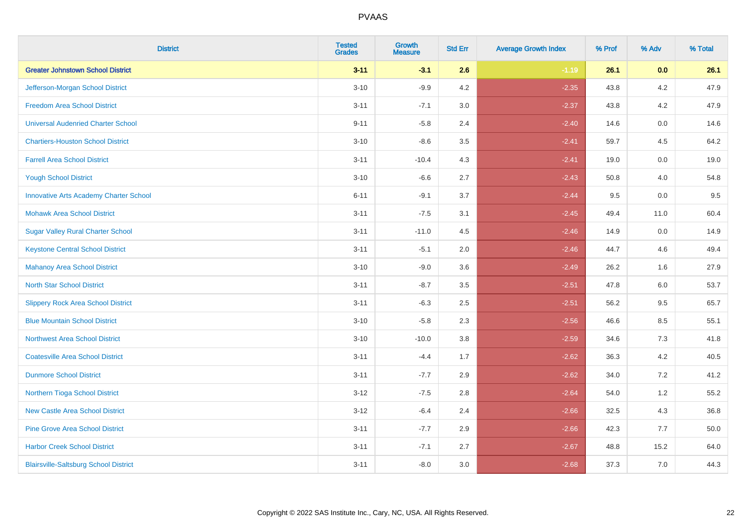# PVAAS

| District | Tested Grades | Growth Measure | Std Err | Average Growth Index | % Prof | % Adv | % Total |
|---|---|---|---|---|---|---|---|
| **Greater Johnstown School District** | **3-11** | **-3.1** | **2.6** | **-1.19** | **26.1** | **0.0** | **26.1** |
| Jefferson-Morgan School District | 3-10 | -9.9 | 4.2 | -2.35 | 43.8 | 4.2 | 47.9 |
| Freedom Area School District | 3-11 | -7.1 | 3.0 | -2.37 | 43.8 | 4.2 | 47.9 |
| Universal Audenried Charter School | 9-11 | -5.8 | 2.4 | -2.40 | 14.6 | 0.0 | 14.6 |
| Chartiers-Houston School District | 3-10 | -8.6 | 3.5 | -2.41 | 59.7 | 4.5 | 64.2 |
| Farrell Area School District | 3-11 | -10.4 | 4.3 | -2.41 | 19.0 | 0.0 | 19.0 |
| Yough School District | 3-10 | -6.6 | 2.7 | -2.43 | 50.8 | 4.0 | 54.8 |
| Innovative Arts Academy Charter School | 6-11 | -9.1 | 3.7 | -2.44 | 9.5 | 0.0 | 9.5 |
| Mohawk Area School District | 3-11 | -7.5 | 3.1 | -2.45 | 49.4 | 11.0 | 60.4 |
| Sugar Valley Rural Charter School | 3-11 | -11.0 | 4.5 | -2.46 | 14.9 | 0.0 | 14.9 |
| Keystone Central School District | 3-11 | -5.1 | 2.0 | -2.46 | 44.7 | 4.6 | 49.4 |
| Mahanoy Area School District | 3-10 | -9.0 | 3.6 | -2.49 | 26.2 | 1.6 | 27.9 |
| North Star School District | 3-11 | -8.7 | 3.5 | -2.51 | 47.8 | 6.0 | 53.7 |
| Slippery Rock Area School District | 3-11 | -6.3 | 2.5 | -2.51 | 56.2 | 9.5 | 65.7 |
| Blue Mountain School District | 3-10 | -5.8 | 2.3 | -2.56 | 46.6 | 8.5 | 55.1 |
| Northwest Area School District | 3-10 | -10.0 | 3.8 | -2.59 | 34.6 | 7.3 | 41.8 |
| Coatesville Area School District | 3-11 | -4.4 | 1.7 | -2.62 | 36.3 | 4.2 | 40.5 |
| Dunmore School District | 3-11 | -7.7 | 2.9 | -2.62 | 34.0 | 7.2 | 41.2 |
| Northern Tioga School District | 3-12 | -7.5 | 2.8 | -2.64 | 54.0 | 1.2 | 55.2 |
| New Castle Area School District | 3-12 | -6.4 | 2.4 | -2.66 | 32.5 | 4.3 | 36.8 |
| Pine Grove Area School District | 3-11 | -7.7 | 2.9 | -2.66 | 42.3 | 7.7 | 50.0 |
| Harbor Creek School District | 3-11 | -7.1 | 2.7 | -2.67 | 48.8 | 15.2 | 64.0 |
| Blairsville-Saltsburg School District | 3-11 | -8.0 | 3.0 | -2.68 | 37.3 | 7.0 | 44.3 |

Copyright © 2022 SAS Institute Inc., Cary, NC, USA. All Rights Reserved.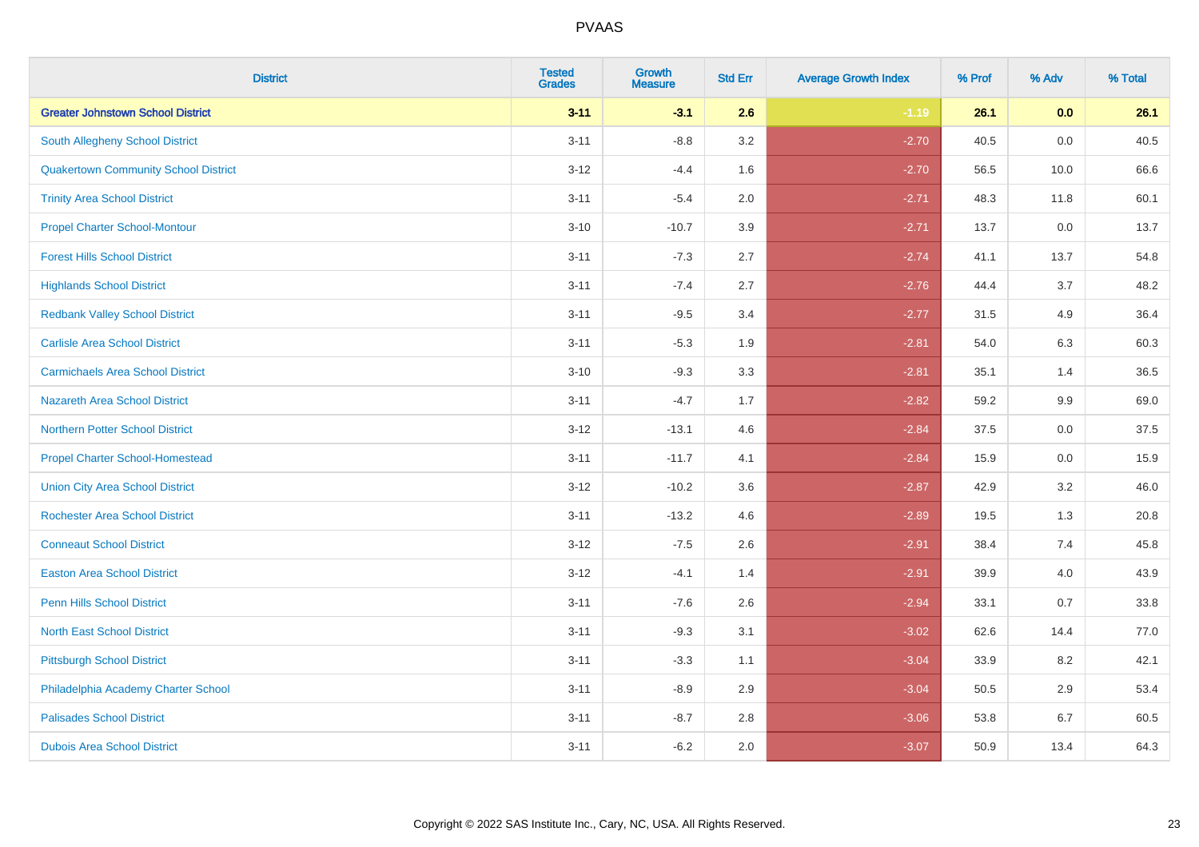# PVAAS

| District | Tested Grades | Growth Measure | Std Err | Average Growth Index | % Prof | % Adv | % Total |
|---|---|---|---|---|---|---|---|
| **Greater Johnstown School District** | **3-11** | **-3.1** | **2.6** | **-1.19** | **26.1** | **0.0** | **26.1** |
| South Allegheny School District | 3-11 | -8.8 | 3.2 | -2.70 | 40.5 | 0.0 | 40.5 |
| Quakertown Community School District | 3-12 | -4.4 | 1.6 | -2.70 | 56.5 | 10.0 | 66.6 |
| Trinity Area School District | 3-11 | -5.4 | 2.0 | -2.71 | 48.3 | 11.8 | 60.1 |
| Propel Charter School-Montour | 3-10 | -10.7 | 3.9 | -2.71 | 13.7 | 0.0 | 13.7 |
| Forest Hills School District | 3-11 | -7.3 | 2.7 | -2.74 | 41.1 | 13.7 | 54.8 |
| Highlands School District | 3-11 | -7.4 | 2.7 | -2.76 | 44.4 | 3.7 | 48.2 |
| Redbank Valley School District | 3-11 | -9.5 | 3.4 | -2.77 | 31.5 | 4.9 | 36.4 |
| Carlisle Area School District | 3-11 | -5.3 | 1.9 | -2.81 | 54.0 | 6.3 | 60.3 |
| Carmichaels Area School District | 3-10 | -9.3 | 3.3 | -2.81 | 35.1 | 1.4 | 36.5 |
| Nazareth Area School District | 3-11 | -4.7 | 1.7 | -2.82 | 59.2 | 9.9 | 69.0 |
| Northern Potter School District | 3-12 | -13.1 | 4.6 | -2.84 | 37.5 | 0.0 | 37.5 |
| Propel Charter School-Homestead | 3-11 | -11.7 | 4.1 | -2.84 | 15.9 | 0.0 | 15.9 |
| Union City Area School District | 3-12 | -10.2 | 3.6 | -2.87 | 42.9 | 3.2 | 46.0 |
| Rochester Area School District | 3-11 | -13.2 | 4.6 | -2.89 | 19.5 | 1.3 | 20.8 |
| Conneaut School District | 3-12 | -7.5 | 2.6 | -2.91 | 38.4 | 7.4 | 45.8 |
| Easton Area School District | 3-12 | -4.1 | 1.4 | -2.91 | 39.9 | 4.0 | 43.9 |
| Penn Hills School District | 3-11 | -7.6 | 2.6 | -2.94 | 33.1 | 0.7 | 33.8 |
| North East School District | 3-11 | -9.3 | 3.1 | -3.02 | 62.6 | 14.4 | 77.0 |
| Pittsburgh School District | 3-11 | -3.3 | 1.1 | -3.04 | 33.9 | 8.2 | 42.1 |
| Philadelphia Academy Charter School | 3-11 | -8.9 | 2.9 | -3.04 | 50.5 | 2.9 | 53.4 |
| Palisades School District | 3-11 | -8.7 | 2.8 | -3.06 | 53.8 | 6.7 | 60.5 |
| Dubois Area School District | 3-11 | -6.2 | 2.0 | -3.07 | 50.9 | 13.4 | 64.3 |

Copyright © 2022 SAS Institute Inc., Cary, NC, USA. All Rights Reserved.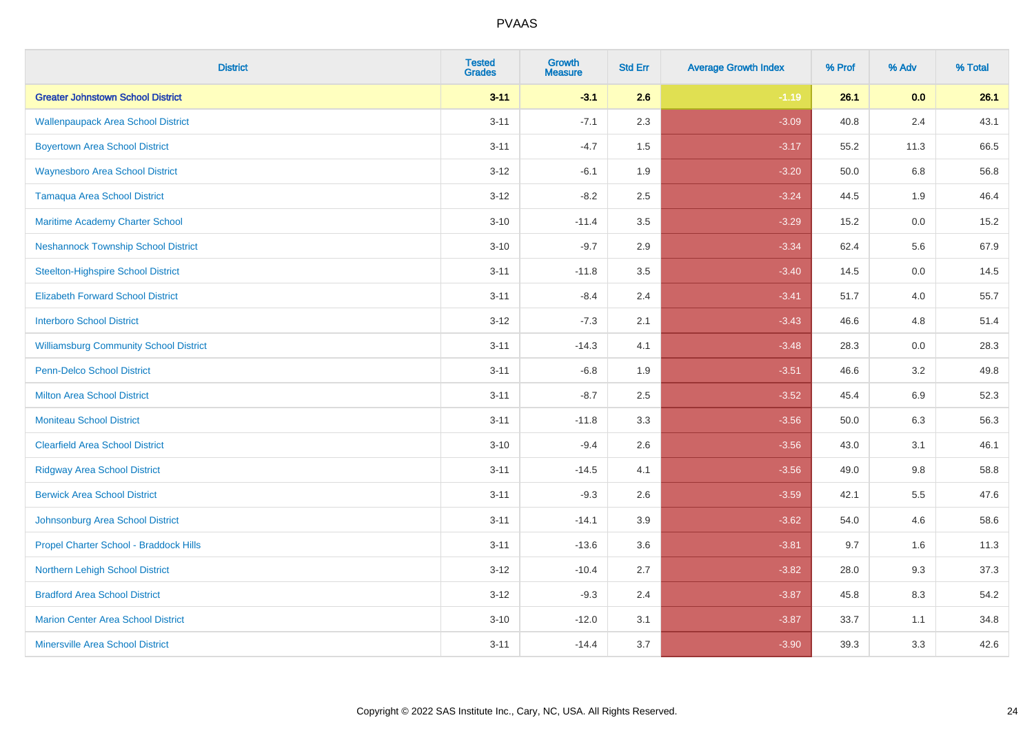| District | Tested Grades | Growth Measure | Std Err | Average Growth Index | % Prof | % Adv | % Total |
|---|---|---|---|---|---|---|---|
| **Greater Johnstown School District** | **3-11** | **-3.1** | **2.6** | **-1.19** | **26.1** | **0.0** | **26.1** |
| Wallenpaupack Area School District | 3-11 | -7.1 | 2.3 | -3.09 | 40.8 | 2.4 | 43.1 |
| Boyertown Area School District | 3-11 | -4.7 | 1.5 | -3.17 | 55.2 | 11.3 | 66.5 |
| Waynesboro Area School District | 3-12 | -6.1 | 1.9 | -3.20 | 50.0 | 6.8 | 56.8 |
| Tamaqua Area School District | 3-12 | -8.2 | 2.5 | -3.24 | 44.5 | 1.9 | 46.4 |
| Maritime Academy Charter School | 3-10 | -11.4 | 3.5 | -3.29 | 15.2 | 0.0 | 15.2 |
| Neshannock Township School District | 3-10 | -9.7 | 2.9 | -3.34 | 62.4 | 5.6 | 67.9 |
| Steelton-Highspire School District | 3-11 | -11.8 | 3.5 | -3.40 | 14.5 | 0.0 | 14.5 |
| Elizabeth Forward School District | 3-11 | -8.4 | 2.4 | -3.41 | 51.7 | 4.0 | 55.7 |
| Interboro School District | 3-12 | -7.3 | 2.1 | -3.43 | 46.6 | 4.8 | 51.4 |
| Williamsburg Community School District | 3-11 | -14.3 | 4.1 | -3.48 | 28.3 | 0.0 | 28.3 |
| Penn-Delco School District | 3-11 | -6.8 | 1.9 | -3.51 | 46.6 | 3.2 | 49.8 |
| Milton Area School District | 3-11 | -8.7 | 2.5 | -3.52 | 45.4 | 6.9 | 52.3 |
| Moniteau School District | 3-11 | -11.8 | 3.3 | -3.56 | 50.0 | 6.3 | 56.3 |
| Clearfield Area School District | 3-10 | -9.4 | 2.6 | -3.56 | 43.0 | 3.1 | 46.1 |
| Ridgway Area School District | 3-11 | -14.5 | 4.1 | -3.56 | 49.0 | 9.8 | 58.8 |
| Berwick Area School District | 3-11 | -9.3 | 2.6 | -3.59 | 42.1 | 5.5 | 47.6 |
| Johnsonburg Area School District | 3-11 | -14.1 | 3.9 | -3.62 | 54.0 | 4.6 | 58.6 |
| Propel Charter School - Braddock Hills | 3-11 | -13.6 | 3.6 | -3.81 | 9.7 | 1.6 | 11.3 |
| Northern Lehigh School District | 3-12 | -10.4 | 2.7 | -3.82 | 28.0 | 9.3 | 37.3 |
| Bradford Area School District | 3-12 | -9.3 | 2.4 | -3.87 | 45.8 | 8.3 | 54.2 |
| Marion Center Area School District | 3-10 | -12.0 | 3.1 | -3.87 | 33.7 | 1.1 | 34.8 |
| Minersville Area School District | 3-11 | -14.4 | 3.7 | -3.90 | 39.3 | 3.3 | 42.6 |

Copyright © 2022 SAS Institute Inc., Cary, NC, USA. All Rights Reserved.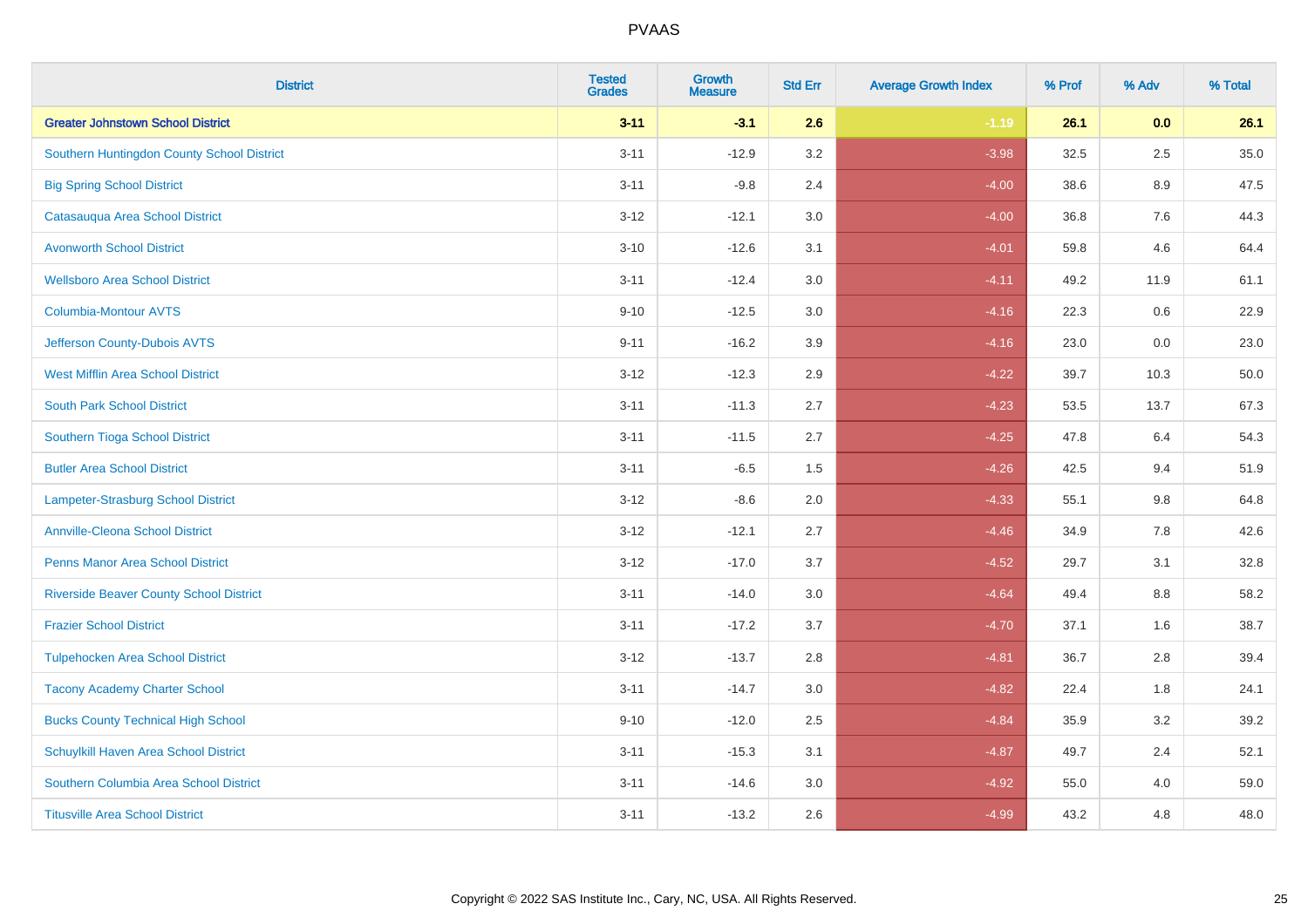# PVAAS

| District | Tested Grades | Growth Measure | Std Err | Average Growth Index | % Prof | % Adv | % Total |
|---|---|---|---|---|---|---|---|
| **Greater Johnstown School District** | **3-11** | **-3.1** | **2.6** | **-1.19** | **26.1** | **0.0** | **26.1** |
| Southern Huntingdon County School District | 3-11 | -12.9 | 3.2 | -3.98 | 32.5 | 2.5 | 35.0 |
| Big Spring School District | 3-11 | -9.8 | 2.4 | -4.00 | 38.6 | 8.9 | 47.5 |
| Catasauqua Area School District | 3-12 | -12.1 | 3.0 | -4.00 | 36.8 | 7.6 | 44.3 |
| Avonworth School District | 3-10 | -12.6 | 3.1 | -4.01 | 59.8 | 4.6 | 64.4 |
| Wellsboro Area School District | 3-11 | -12.4 | 3.0 | -4.11 | 49.2 | 11.9 | 61.1 |
| Columbia-Montour AVTS | 9-10 | -12.5 | 3.0 | -4.16 | 22.3 | 0.6 | 22.9 |
| Jefferson County-Dubois AVTS | 9-11 | -16.2 | 3.9 | -4.16 | 23.0 | 0.0 | 23.0 |
| West Mifflin Area School District | 3-12 | -12.3 | 2.9 | -4.22 | 39.7 | 10.3 | 50.0 |
| South Park School District | 3-11 | -11.3 | 2.7 | -4.23 | 53.5 | 13.7 | 67.3 |
| Southern Tioga School District | 3-11 | -11.5 | 2.7 | -4.25 | 47.8 | 6.4 | 54.3 |
| Butler Area School District | 3-11 | -6.5 | 1.5 | -4.26 | 42.5 | 9.4 | 51.9 |
| Lampeter-Strasburg School District | 3-12 | -8.6 | 2.0 | -4.33 | 55.1 | 9.8 | 64.8 |
| Annville-Cleona School District | 3-12 | -12.1 | 2.7 | -4.46 | 34.9 | 7.8 | 42.6 |
| Penns Manor Area School District | 3-12 | -17.0 | 3.7 | -4.52 | 29.7 | 3.1 | 32.8 |
| Riverside Beaver County School District | 3-11 | -14.0 | 3.0 | -4.64 | 49.4 | 8.8 | 58.2 |
| Frazier School District | 3-11 | -17.2 | 3.7 | -4.70 | 37.1 | 1.6 | 38.7 |
| Tulpehocken Area School District | 3-12 | -13.7 | 2.8 | -4.81 | 36.7 | 2.8 | 39.4 |
| Tacony Academy Charter School | 3-11 | -14.7 | 3.0 | -4.82 | 22.4 | 1.8 | 24.1 |
| Bucks County Technical High School | 9-10 | -12.0 | 2.5 | -4.84 | 35.9 | 3.2 | 39.2 |
| Schuylkill Haven Area School District | 3-11 | -15.3 | 3.1 | -4.87 | 49.7 | 2.4 | 52.1 |
| Southern Columbia Area School District | 3-11 | -14.6 | 3.0 | -4.92 | 55.0 | 4.0 | 59.0 |
| Titusville Area School District | 3-11 | -13.2 | 2.6 | -4.99 | 43.2 | 4.8 | 48.0 |

Copyright © 2022 SAS Institute Inc., Cary, NC, USA. All Rights Reserved.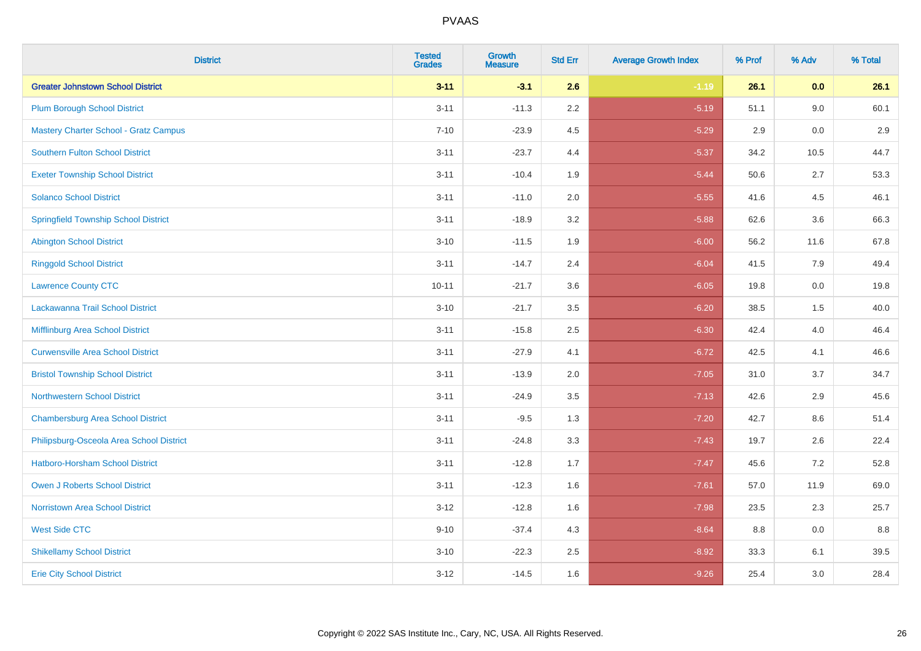| District | Tested Grades | Growth Measure | Std Err | Average Growth Index | % Prof | % Adv | % Total |
|---|---|---|---|---|---|---|---|
| **Greater Johnstown School District** | **3-11** | **-3.1** | **2.6** | **-1.19** | **26.1** | **0.0** | **26.1** |
| Plum Borough School District | 3-11 | -11.3 | 2.2 | -5.19 | 51.1 | 9.0 | 60.1 |
| Mastery Charter School - Gratz Campus | 7-10 | -23.9 | 4.5 | -5.29 | 2.9 | 0.0 | 2.9 |
| Southern Fulton School District | 3-11 | -23.7 | 4.4 | -5.37 | 34.2 | 10.5 | 44.7 |
| Exeter Township School District | 3-11 | -10.4 | 1.9 | -5.44 | 50.6 | 2.7 | 53.3 |
| Solanco School District | 3-11 | -11.0 | 2.0 | -5.55 | 41.6 | 4.5 | 46.1 |
| Springfield Township School District | 3-11 | -18.9 | 3.2 | -5.88 | 62.6 | 3.6 | 66.3 |
| Abington School District | 3-10 | -11.5 | 1.9 | -6.00 | 56.2 | 11.6 | 67.8 |
| Ringgold School District | 3-11 | -14.7 | 2.4 | -6.04 | 41.5 | 7.9 | 49.4 |
| Lawrence County CTC | 10-11 | -21.7 | 3.6 | -6.05 | 19.8 | 0.0 | 19.8 |
| Lackawanna Trail School District | 3-10 | -21.7 | 3.5 | -6.20 | 38.5 | 1.5 | 40.0 |
| Mifflinburg Area School District | 3-11 | -15.8 | 2.5 | -6.30 | 42.4 | 4.0 | 46.4 |
| Curwensville Area School District | 3-11 | -27.9 | 4.1 | -6.72 | 42.5 | 4.1 | 46.6 |
| Bristol Township School District | 3-11 | -13.9 | 2.0 | -7.05 | 31.0 | 3.7 | 34.7 |
| Northwestern School District | 3-11 | -24.9 | 3.5 | -7.13 | 42.6 | 2.9 | 45.6 |
| Chambersburg Area School District | 3-11 | -9.5 | 1.3 | -7.20 | 42.7 | 8.6 | 51.4 |
| Philipsburg-Osceola Area School District | 3-11 | -24.8 | 3.3 | -7.43 | 19.7 | 2.6 | 22.4 |
| Hatboro-Horsham School District | 3-11 | -12.8 | 1.7 | -7.47 | 45.6 | 7.2 | 52.8 |
| Owen J Roberts School District | 3-11 | -12.3 | 1.6 | -7.61 | 57.0 | 11.9 | 69.0 |
| Norristown Area School District | 3-12 | -12.8 | 1.6 | -7.98 | 23.5 | 2.3 | 25.7 |
| West Side CTC | 9-10 | -37.4 | 4.3 | -8.64 | 8.8 | 0.0 | 8.8 |
| Shikellamy School District | 3-10 | -22.3 | 2.5 | -8.92 | 33.3 | 6.1 | 39.5 |
| Erie City School District | 3-12 | -14.5 | 1.6 | -9.26 | 25.4 | 3.0 | 28.4 |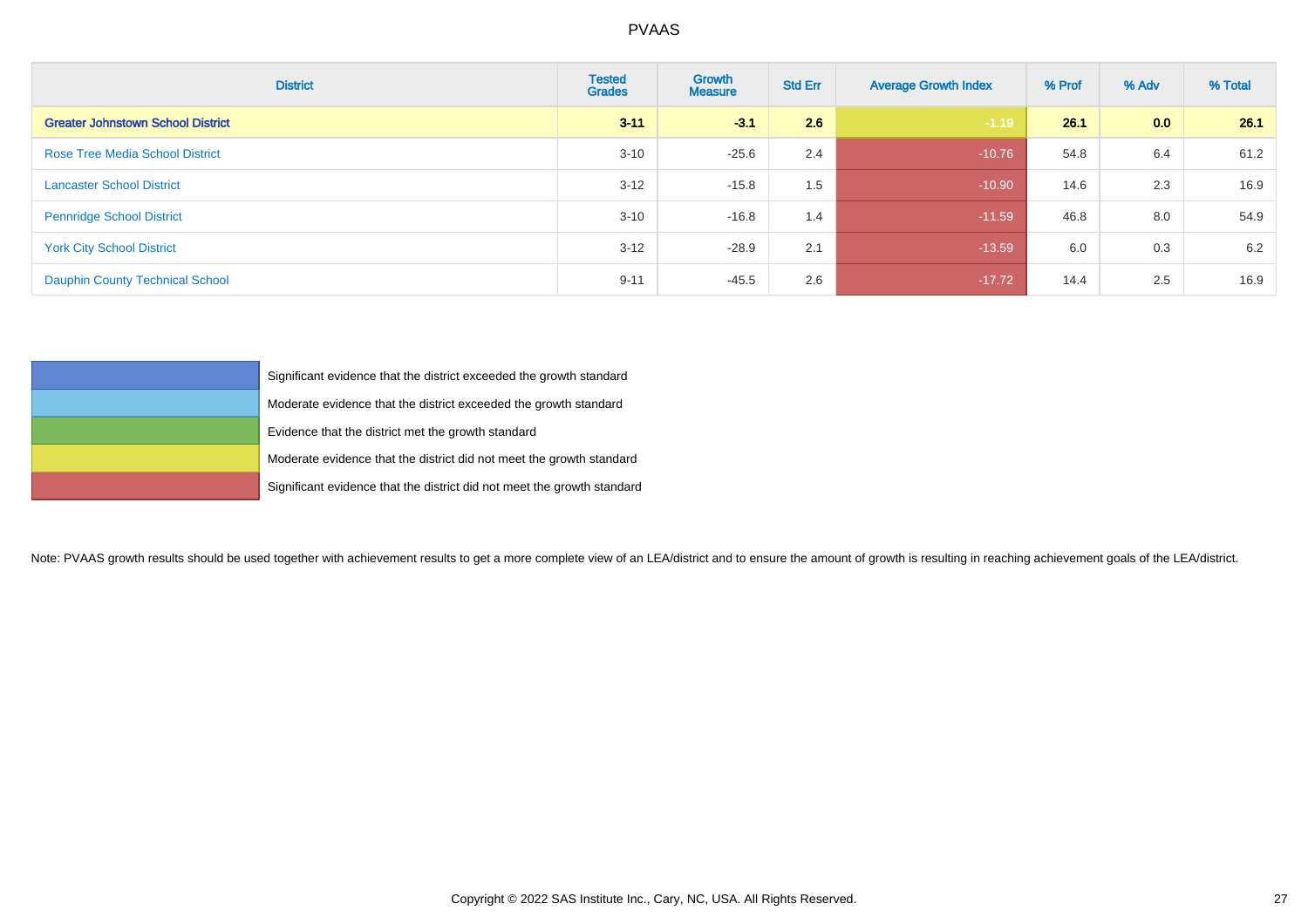# PVAAS

| District | Tested Grades | Growth Measure | Std Err | Average Growth Index | % Prof | % Adv | % Total |
|---|---|---|---|---|---|---|---|
| **Greater Johnstown School District** | **3-11** | **-3.1** | **2.6** | **-1.19** | **26.1** | **0.0** | **26.1** |
| Rose Tree Media School District | 3-10 | -25.6 | 2.4 | -10.76 | 54.8 | 6.4 | 61.2 |
| Lancaster School District | 3-12 | -15.8 | 1.5 | -10.90 | 14.6 | 2.3 | 16.9 |
| Pennridge School District | 3-10 | -16.8 | 1.4 | -11.59 | 46.8 | 8.0 | 54.9 |
| York City School District | 3-12 | -28.9 | 2.1 | -13.59 | 6.0 | 0.3 | 6.2 |
| Dauphin County Technical School | 9-11 | -45.5 | 2.6 | -17.72 | 14.4 | 2.5 | 16.9 |

Significant evidence that the district exceeded the growth standard

Moderate evidence that the district exceeded the growth standard

Evidence that the district met the growth standard

Moderate evidence that the district did not meet the growth standard

Significant evidence that the district did not meet the growth standard

Note: PVAAS growth results should be used together with achievement results to get a more complete view of an LEA/district and to ensure the amount of growth is resulting in reaching achievement goals of the LEA/district.

Copyright © 2022 SAS Institute Inc., Cary, NC, USA. All Rights Reserved.